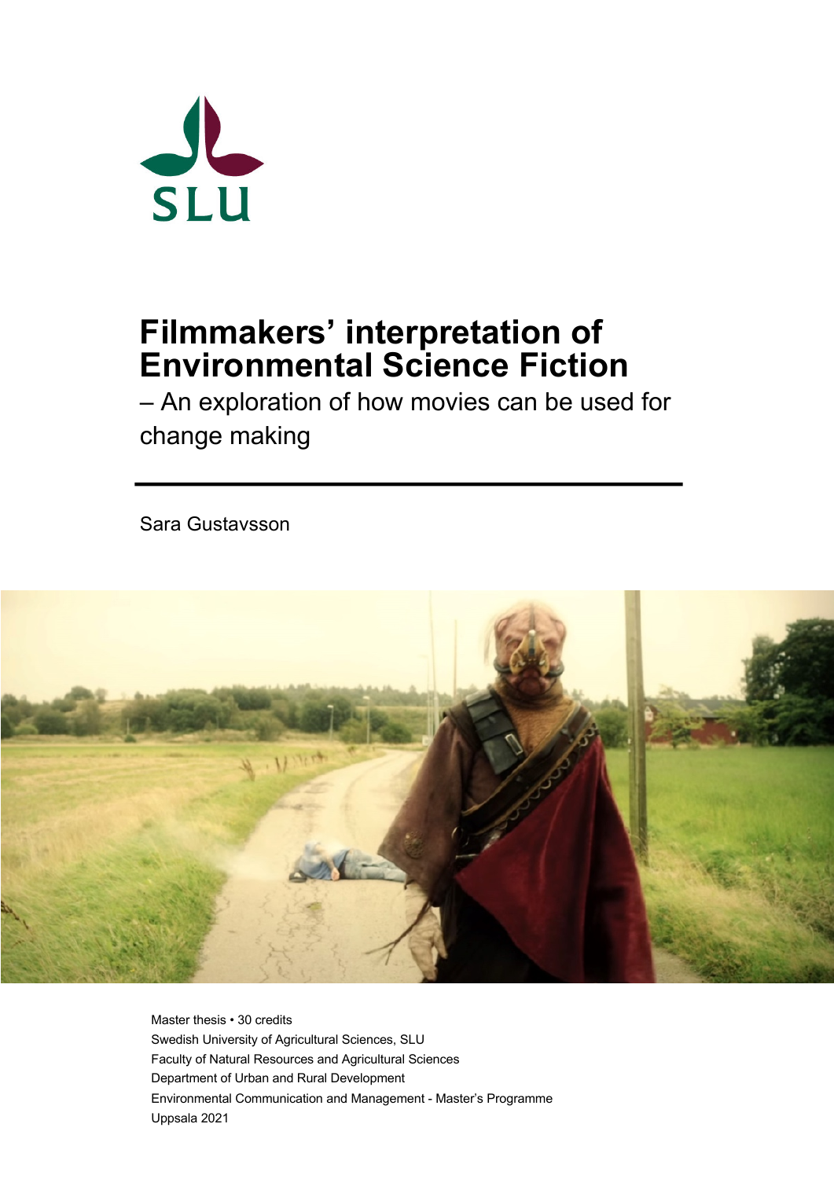SLU

# Filmmakers' interpretation of Environmental Science Fiction

– An exploration of how movies can be used for change making

Sara Gustavsson

Master thesis • 30 credits
Swedish University of Agricultural Sciences, SLU
Faculty of Natural Resources and Agricultural Sciences
Department of Urban and Rural Development
Environmental Communication and Management - Master's Programme
Uppsala 2021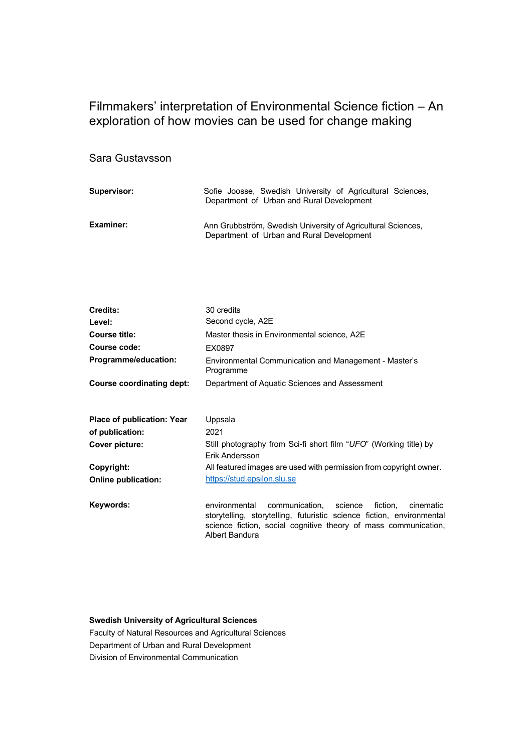# Filmmakers' interpretation of Environmental Science fiction – An exploration of how movies can be used for change making

Sara Gustavsson

| | |
|---|---|
| **Supervisor:** | Sofie Joosse, Swedish University of Agricultural Sciences, Department of Urban and Rural Development |
| **Examiner:** | Ann Grubbström, Swedish University of Agricultural Sciences, Department of Urban and Rural Development |

| | |
|---|---|
| **Credits:** | 30 credits |
| **Level:** | Second cycle, A2E |
| **Course title:** | Master thesis in Environmental science, A2E |
| **Course code:** | EX0897 |
| **Programme/education:** | Environmental Communication and Management - Master's Programme |
| **Course coordinating dept:** | Department of Aquatic Sciences and Assessment |

| | |
|---|---|
| **Place of publication:** | Uppsala |
| **Year of publication:** | 2021 |
| **Cover picture:** | Still photography from Sci-fi short film "*UFO*" (Working title) by Erik Andersson |
| **Copyright:** | All featured images are used with permission from copyright owner. |
| **Online publication:** | https://stud.epsilon.slu.se |

| | |
|---|---|
| **Keywords:** | environmental communication, science fiction, cinematic storytelling, storytelling, futuristic science fiction, environmental science fiction, social cognitive theory of mass communication, Albert Bandura |

**Swedish University of Agricultural Sciences**
Faculty of Natural Resources and Agricultural Sciences
Department of Urban and Rural Development
Division of Environmental Communication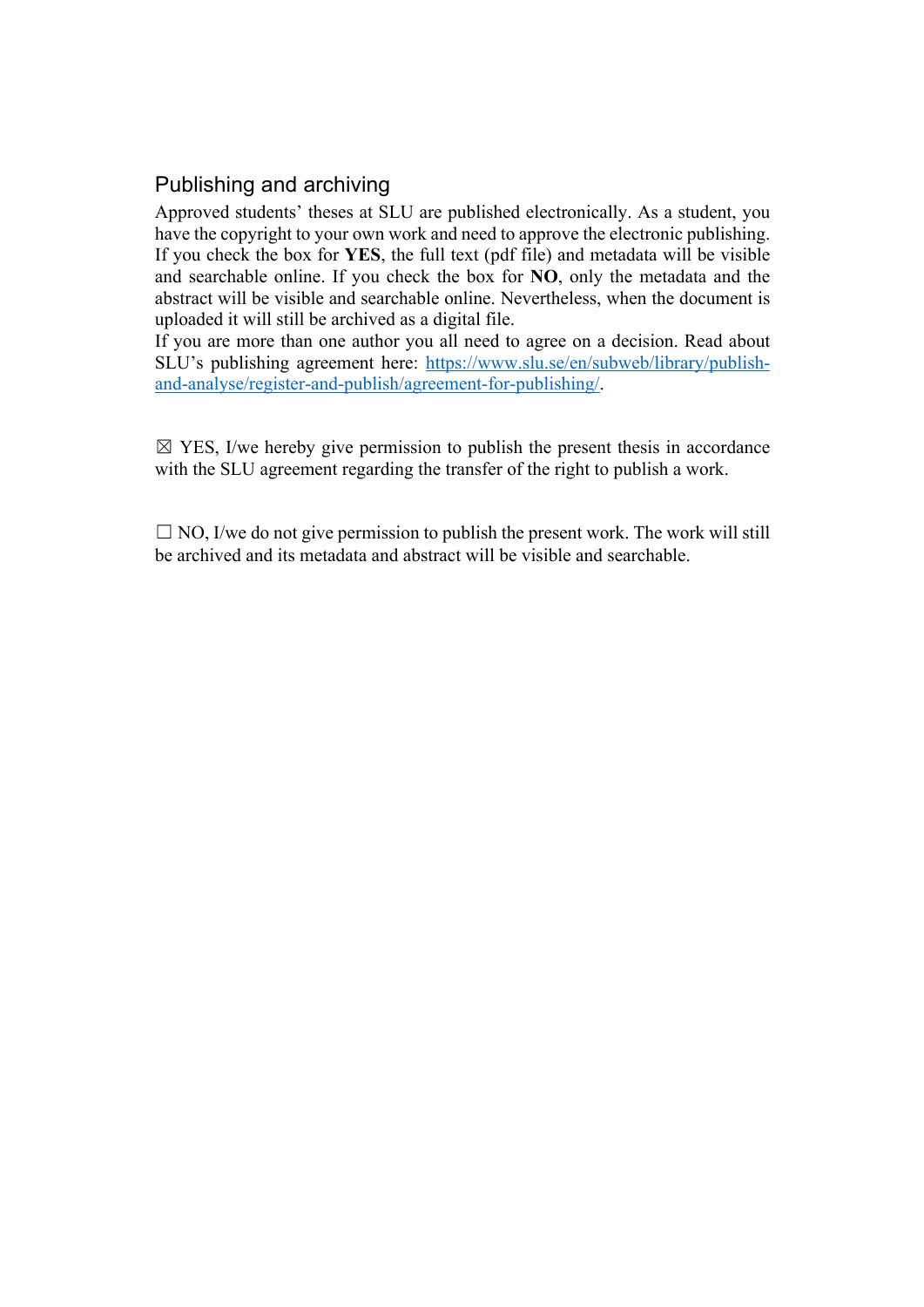## Publishing and archiving

Approved students' theses at SLU are published electronically. As a student, you have the copyright to your own work and need to approve the electronic publishing. If you check the box for **YES**, the full text (pdf file) and metadata will be visible and searchable online. If you check the box for **NO**, only the metadata and the abstract will be visible and searchable online. Nevertheless, when the document is uploaded it will still be archived as a digital file.
If you are more than one author you all need to agree on a decision. Read about SLU's publishing agreement here: https://www.slu.se/en/subweb/library/publish-and-analyse/register-and-publish/agreement-for-publishing/.

☒ YES, I/we hereby give permission to publish the present thesis in accordance with the SLU agreement regarding the transfer of the right to publish a work.

☐ NO, I/we do not give permission to publish the present work. The work will still be archived and its metadata and abstract will be visible and searchable.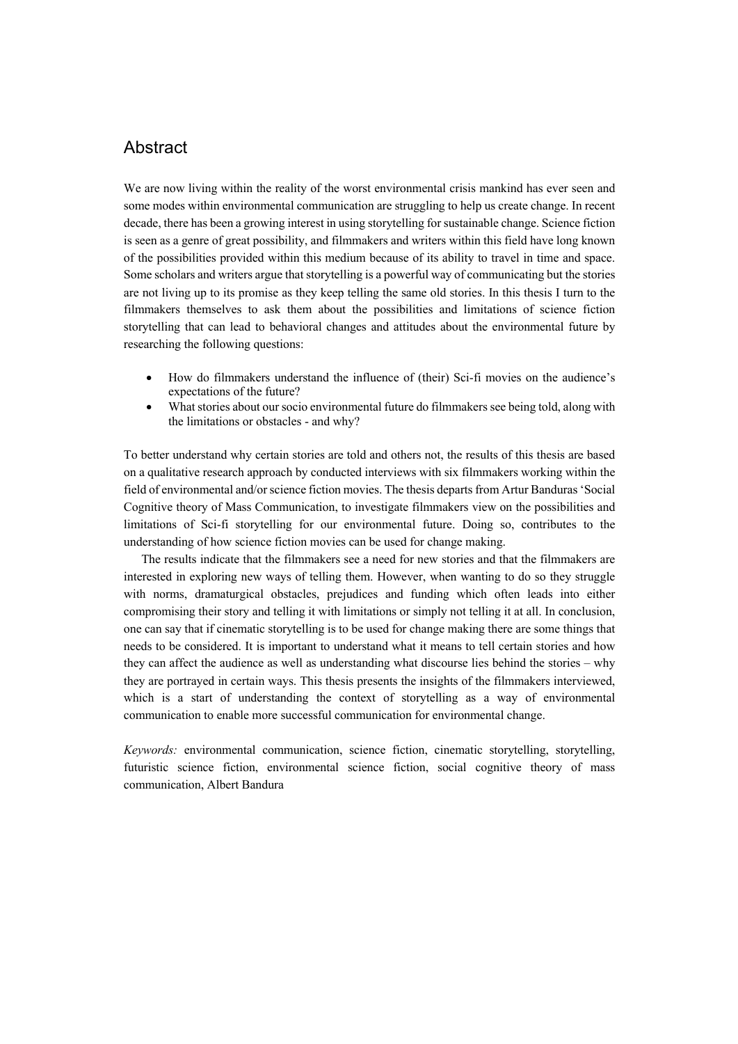## Abstract

We are now living within the reality of the worst environmental crisis mankind has ever seen and some modes within environmental communication are struggling to help us create change. In recent decade, there has been a growing interest in using storytelling for sustainable change. Science fiction is seen as a genre of great possibility, and filmmakers and writers within this field have long known of the possibilities provided within this medium because of its ability to travel in time and space. Some scholars and writers argue that storytelling is a powerful way of communicating but the stories are not living up to its promise as they keep telling the same old stories. In this thesis I turn to the filmmakers themselves to ask them about the possibilities and limitations of science fiction storytelling that can lead to behavioral changes and attitudes about the environmental future by researching the following questions:

- How do filmmakers understand the influence of (their) Sci-fi movies on the audience's expectations of the future?
- What stories about our socio environmental future do filmmakers see being told, along with the limitations or obstacles - and why?

To better understand why certain stories are told and others not, the results of this thesis are based on a qualitative research approach by conducted interviews with six filmmakers working within the field of environmental and/or science fiction movies. The thesis departs from Artur Banduras 'Social Cognitive theory of Mass Communication, to investigate filmmakers view on the possibilities and limitations of Sci-fi storytelling for our environmental future. Doing so, contributes to the understanding of how science fiction movies can be used for change making.

The results indicate that the filmmakers see a need for new stories and that the filmmakers are interested in exploring new ways of telling them. However, when wanting to do so they struggle with norms, dramaturgical obstacles, prejudices and funding which often leads into either compromising their story and telling it with limitations or simply not telling it at all. In conclusion, one can say that if cinematic storytelling is to be used for change making there are some things that needs to be considered. It is important to understand what it means to tell certain stories and how they can affect the audience as well as understanding what discourse lies behind the stories – why they are portrayed in certain ways. This thesis presents the insights of the filmmakers interviewed, which is a start of understanding the context of storytelling as a way of environmental communication to enable more successful communication for environmental change.

*Keywords:* environmental communication, science fiction, cinematic storytelling, storytelling, futuristic science fiction, environmental science fiction, social cognitive theory of mass communication, Albert Bandura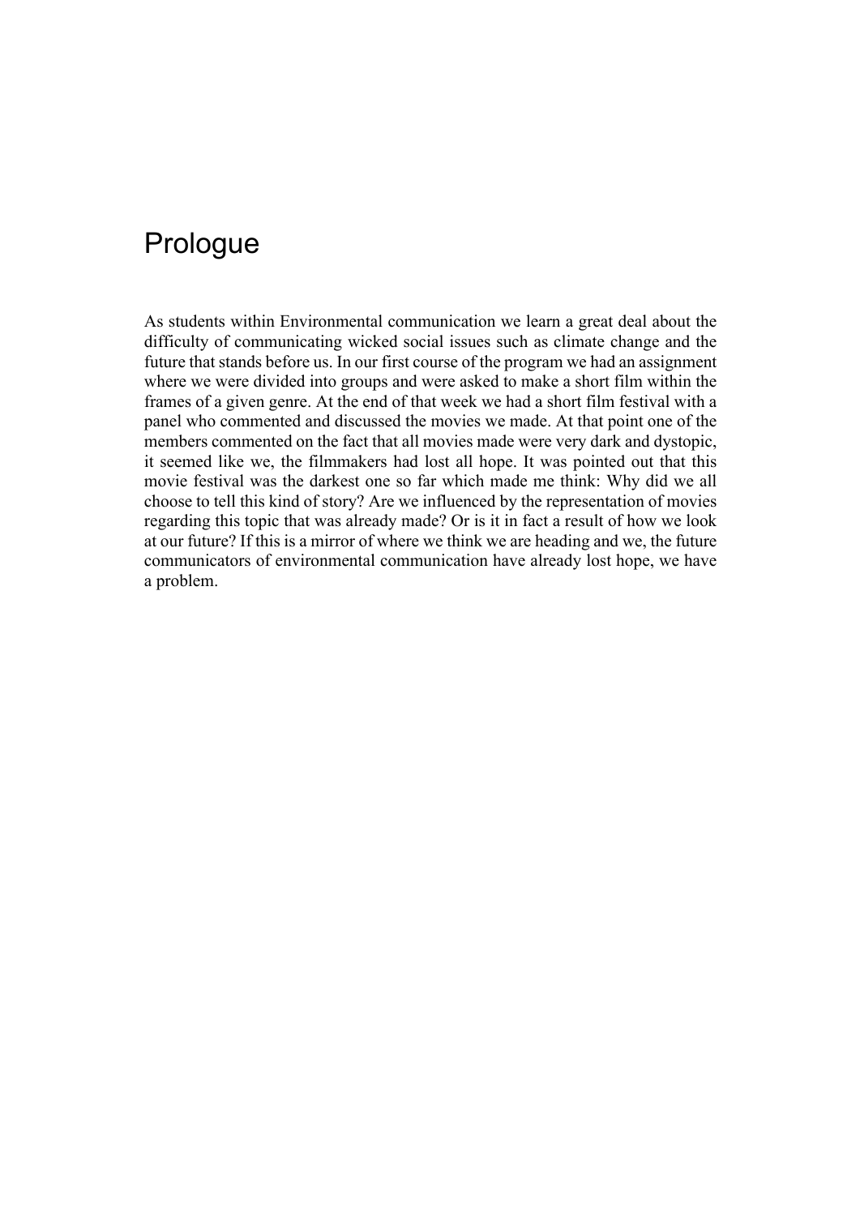# Prologue

As students within Environmental communication we learn a great deal about the difficulty of communicating wicked social issues such as climate change and the future that stands before us. In our first course of the program we had an assignment where we were divided into groups and were asked to make a short film within the frames of a given genre. At the end of that week we had a short film festival with a panel who commented and discussed the movies we made. At that point one of the members commented on the fact that all movies made were very dark and dystopic, it seemed like we, the filmmakers had lost all hope. It was pointed out that this movie festival was the darkest one so far which made me think: Why did we all choose to tell this kind of story? Are we influenced by the representation of movies regarding this topic that was already made? Or is it in fact a result of how we look at our future? If this is a mirror of where we think we are heading and we, the future communicators of environmental communication have already lost hope, we have a problem.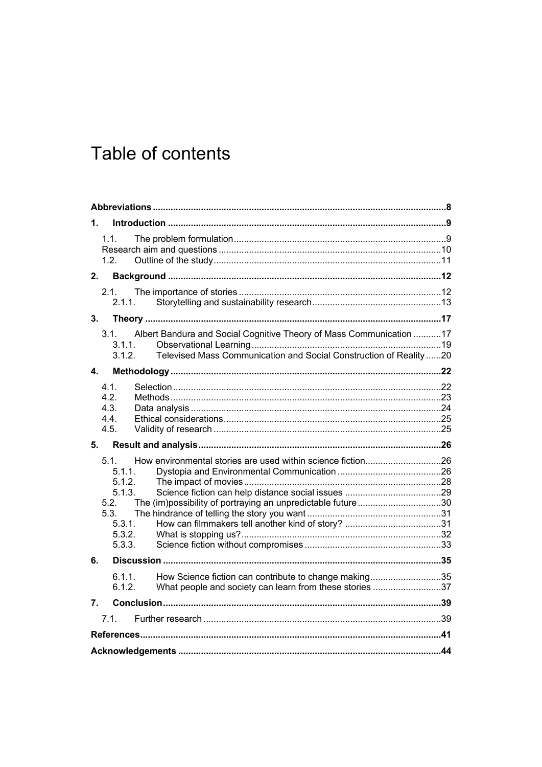# Table of contents

| | |
|---|---|
| **Abbreviations** | **8** |
| **1. Introduction** | **9** |
| 1.1. The problem formulation | 9 |
| Research aim and questions | 10 |
| 1.2. Outline of the study | 11 |
| **2. Background** | **12** |
| 2.1. The importance of stories | 12 |
| 2.1.1. Storytelling and sustainability research | 13 |
| **3. Theory** | **17** |
| 3.1. Albert Bandura and Social Cognitive Theory of Mass Communication | 17 |
| 3.1.1. Observational Learning | 19 |
| 3.1.2. Televised Mass Communication and Social Construction of Reality | 20 |
| **4. Methodology** | **22** |
| 4.1. Selection | 22 |
| 4.2. Methods | 23 |
| 4.3. Data analysis | 24 |
| 4.4. Ethical considerations | 25 |
| 4.5. Validity of research | 25 |
| **5. Result and analysis** | **26** |
| 5.1. How environmental stories are used within science fiction | 26 |
| 5.1.1. Dystopia and Environmental Communication | 26 |
| 5.1.2. The impact of movies | 28 |
| 5.1.3. Science fiction can help distance social issues | 29 |
| 5.2. The (im)possibility of portraying an unpredictable future | 30 |
| 5.3. The hindrance of telling the story you want | 31 |
| 5.3.1. How can filmmakers tell another kind of story? | 31 |
| 5.3.2. What is stopping us? | 32 |
| 5.3.3. Science fiction without compromises | 33 |
| **6. Discussion** | **35** |
| 6.1.1. How Science fiction can contribute to change making | 35 |
| 6.1.2. What people and society can learn from these stories | 37 |
| **7. Conclusion** | **39** |
| 7.1. Further research | 39 |
| **References** | **41** |
| **Acknowledgements** | **44** |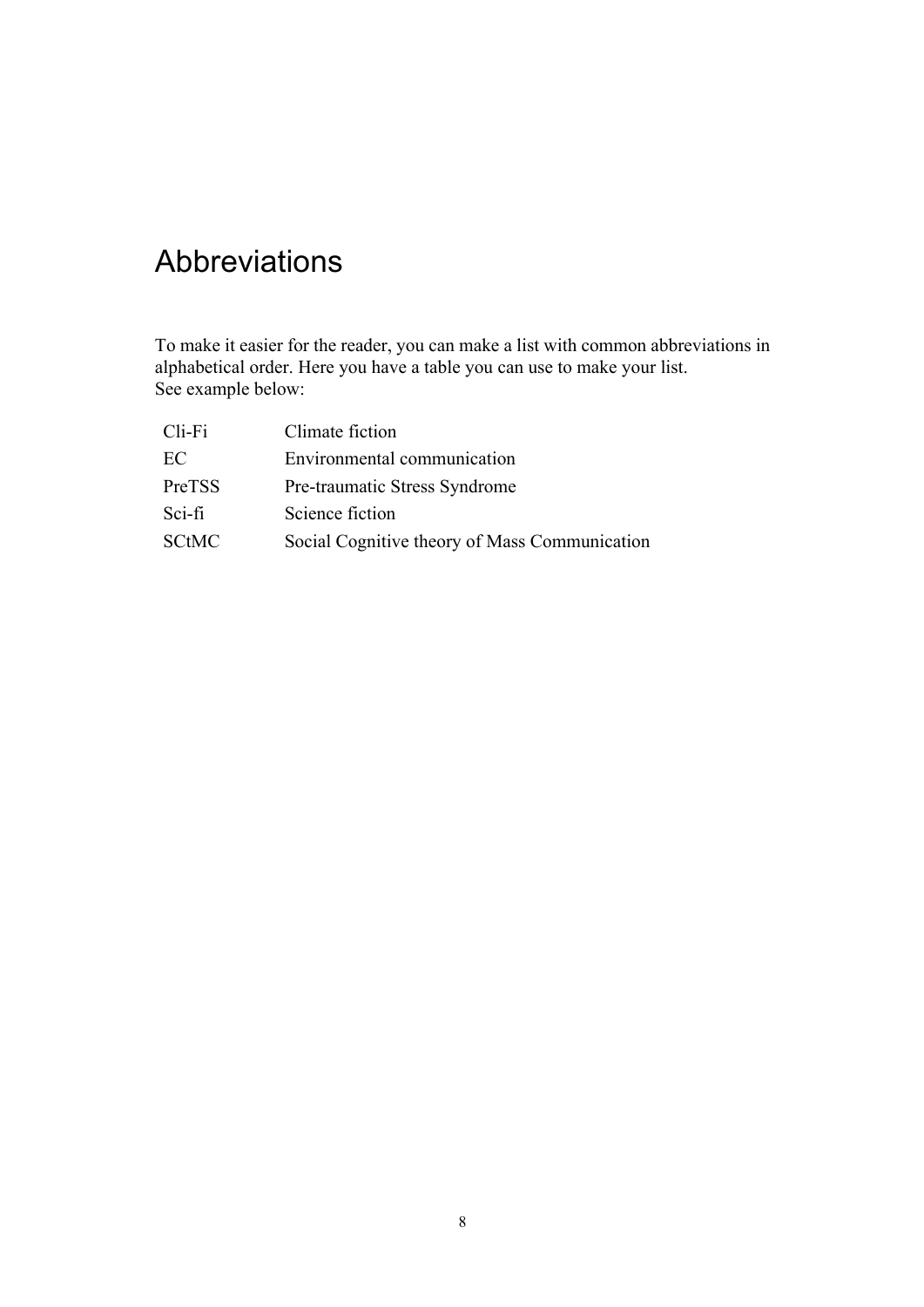# Abbreviations

To make it easier for the reader, you can make a list with common abbreviations in alphabetical order. Here you have a table you can use to make your list.
See example below:

| | |
|---|---|
| Cli-Fi | Climate fiction |
| EC | Environmental communication |
| PreTSS | Pre-traumatic Stress Syndrome |
| Sci-fi | Science fiction |
| SCtMC | Social Cognitive theory of Mass Communication |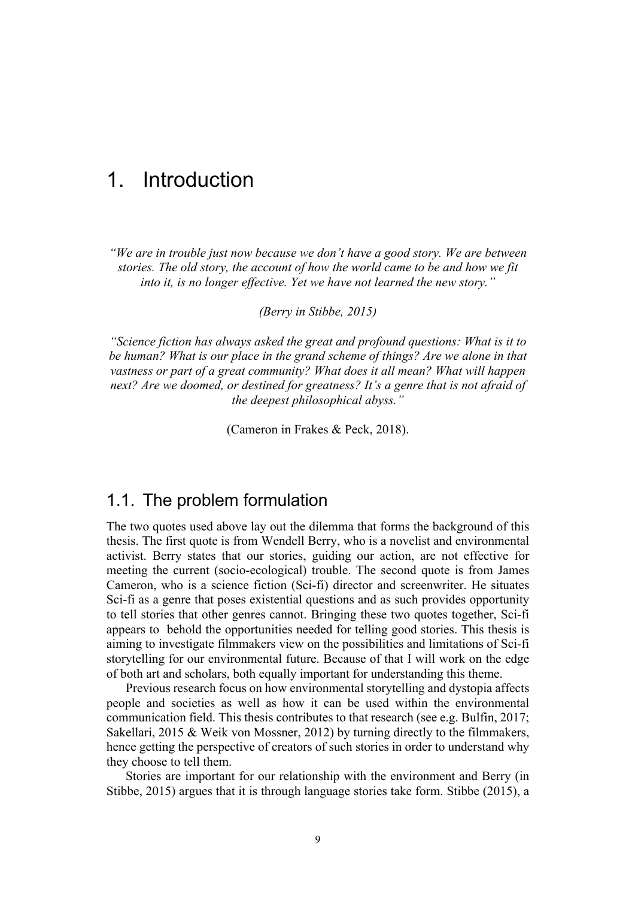# 1. Introduction

*"We are in trouble just now because we don't have a good story. We are between stories. The old story, the account of how the world came to be and how we fit into it, is no longer effective. Yet we have not learned the new story."*

*(Berry in Stibbe, 2015)*

*"Science fiction has always asked the great and profound questions: What is it to be human? What is our place in the grand scheme of things? Are we alone in that vastness or part of a great community? What does it all mean? What will happen next? Are we doomed, or destined for greatness? It's a genre that is not afraid of the deepest philosophical abyss."*

(Cameron in Frakes & Peck, 2018).

## 1.1. The problem formulation

The two quotes used above lay out the dilemma that forms the background of this thesis. The first quote is from Wendell Berry, who is a novelist and environmental activist. Berry states that our stories, guiding our action, are not effective for meeting the current (socio-ecological) trouble. The second quote is from James Cameron, who is a science fiction (Sci-fi) director and screenwriter. He situates Sci-fi as a genre that poses existential questions and as such provides opportunity to tell stories that other genres cannot. Bringing these two quotes together, Sci-fi appears to behold the opportunities needed for telling good stories. This thesis is aiming to investigate filmmakers view on the possibilities and limitations of Sci-fi storytelling for our environmental future. Because of that I will work on the edge of both art and scholars, both equally important for understanding this theme.

Previous research focus on how environmental storytelling and dystopia affects people and societies as well as how it can be used within the environmental communication field. This thesis contributes to that research (see e.g. Bulfin, 2017; Sakellari, 2015 & Weik von Mossner, 2012) by turning directly to the filmmakers, hence getting the perspective of creators of such stories in order to understand why they choose to tell them.

Stories are important for our relationship with the environment and Berry (in Stibbe, 2015) argues that it is through language stories take form. Stibbe (2015), a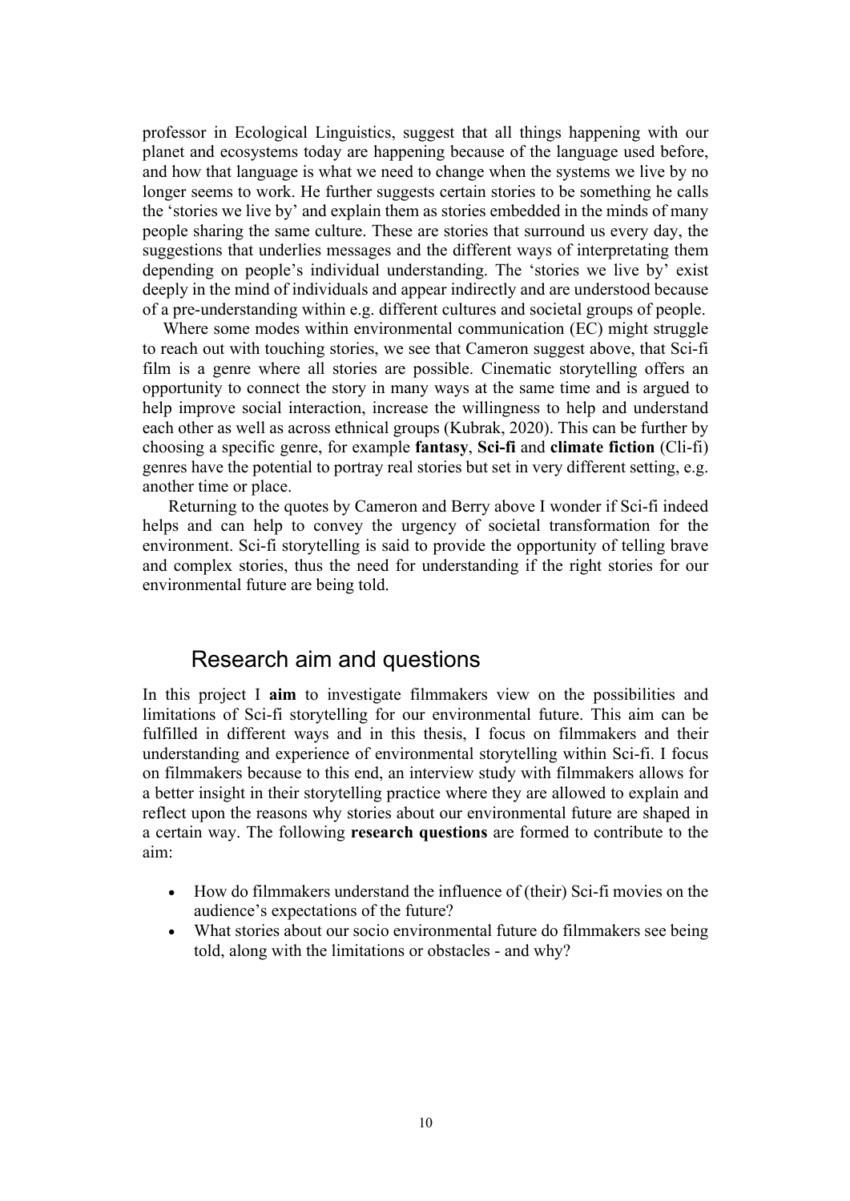professor in Ecological Linguistics, suggest that all things happening with our planet and ecosystems today are happening because of the language used before, and how that language is what we need to change when the systems we live by no longer seems to work. He further suggests certain stories to be something he calls the 'stories we live by' and explain them as stories embedded in the minds of many people sharing the same culture. These are stories that surround us every day, the suggestions that underlies messages and the different ways of interpretating them depending on people's individual understanding. The 'stories we live by' exist deeply in the mind of individuals and appear indirectly and are understood because of a pre-understanding within e.g. different cultures and societal groups of people.

Where some modes within environmental communication (EC) might struggle to reach out with touching stories, we see that Cameron suggest above, that Sci-fi film is a genre where all stories are possible. Cinematic storytelling offers an opportunity to connect the story in many ways at the same time and is argued to help improve social interaction, increase the willingness to help and understand each other as well as across ethnical groups (Kubrak, 2020). This can be further by choosing a specific genre, for example **fantasy**, **Sci-fi** and **climate fiction** (Cli-fi) genres have the potential to portray real stories but set in very different setting, e.g. another time or place.

Returning to the quotes by Cameron and Berry above I wonder if Sci-fi indeed helps and can help to convey the urgency of societal transformation for the environment. Sci-fi storytelling is said to provide the opportunity of telling brave and complex stories, thus the need for understanding if the right stories for our environmental future are being told.

## Research aim and questions

In this project I **aim** to investigate filmmakers view on the possibilities and limitations of Sci-fi storytelling for our environmental future. This aim can be fulfilled in different ways and in this thesis, I focus on filmmakers and their understanding and experience of environmental storytelling within Sci-fi. I focus on filmmakers because to this end, an interview study with filmmakers allows for a better insight in their storytelling practice where they are allowed to explain and reflect upon the reasons why stories about our environmental future are shaped in a certain way. The following **research questions** are formed to contribute to the aim:

- How do filmmakers understand the influence of (their) Sci-fi movies on the audience's expectations of the future?
- What stories about our socio environmental future do filmmakers see being told, along with the limitations or obstacles - and why?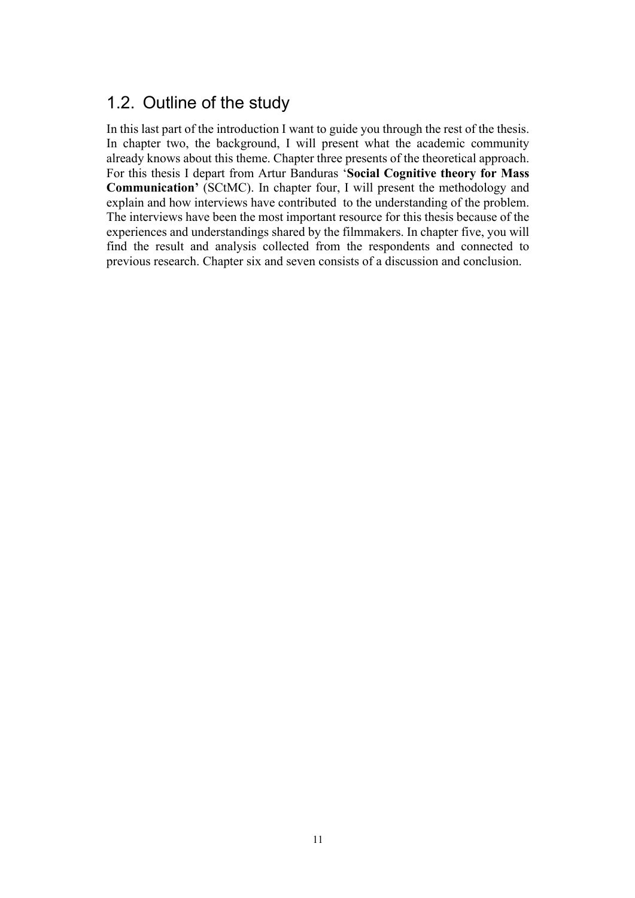## 1.2. Outline of the study

In this last part of the introduction I want to guide you through the rest of the thesis. In chapter two, the background, I will present what the academic community already knows about this theme. Chapter three presents of the theoretical approach. For this thesis I depart from Artur Banduras '**Social Cognitive theory for Mass Communication'** (SCtMC). In chapter four, I will present the methodology and explain and how interviews have contributed to the understanding of the problem. The interviews have been the most important resource for this thesis because of the experiences and understandings shared by the filmmakers. In chapter five, you will find the result and analysis collected from the respondents and connected to previous research. Chapter six and seven consists of a discussion and conclusion.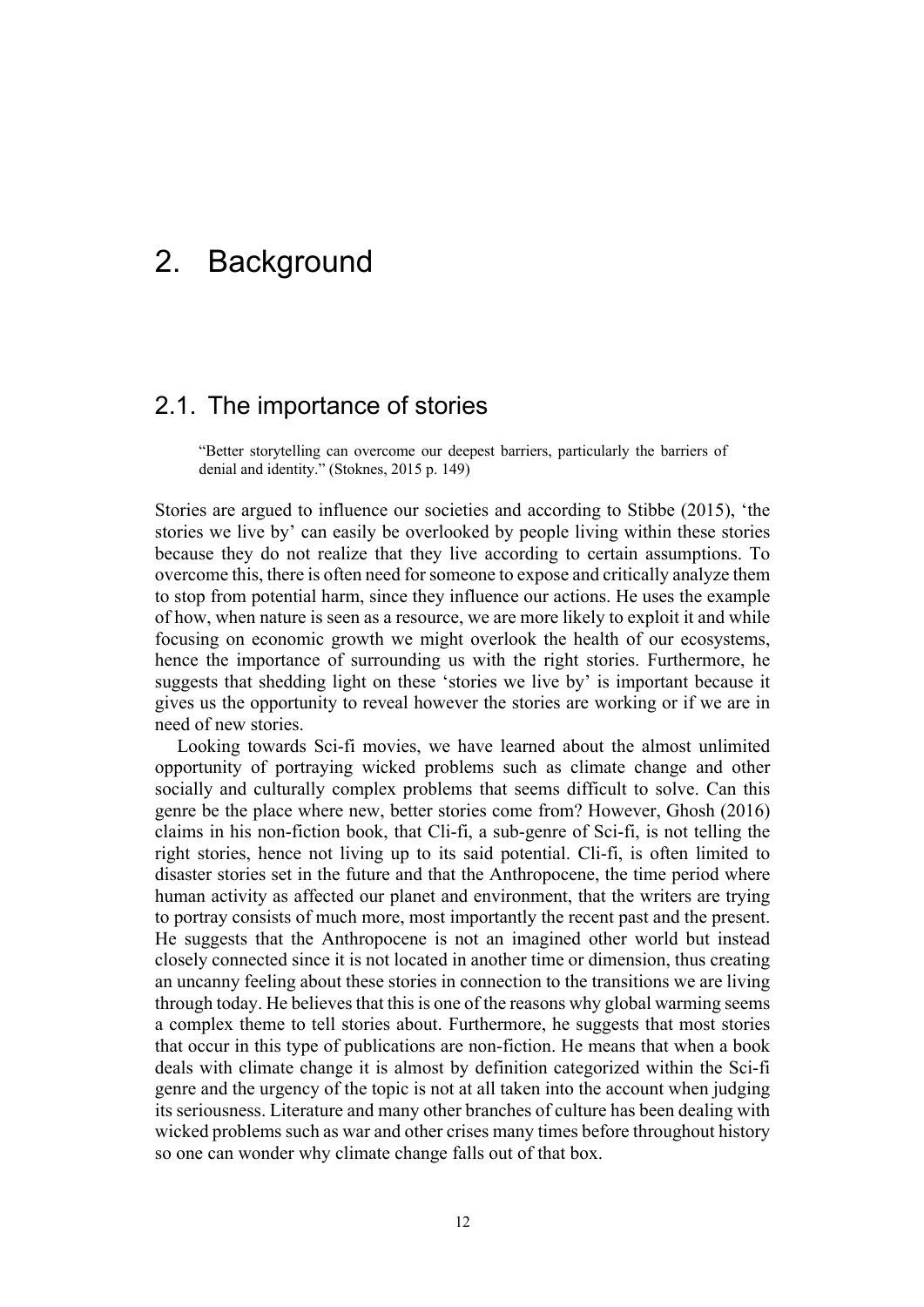# 2. Background

## 2.1. The importance of stories

> "Better storytelling can overcome our deepest barriers, particularly the barriers of denial and identity." (Stoknes, 2015 p. 149)

Stories are argued to influence our societies and according to Stibbe (2015), 'the stories we live by' can easily be overlooked by people living within these stories because they do not realize that they live according to certain assumptions. To overcome this, there is often need for someone to expose and critically analyze them to stop from potential harm, since they influence our actions. He uses the example of how, when nature is seen as a resource, we are more likely to exploit it and while focusing on economic growth we might overlook the health of our ecosystems, hence the importance of surrounding us with the right stories. Furthermore, he suggests that shedding light on these 'stories we live by' is important because it gives us the opportunity to reveal however the stories are working or if we are in need of new stories.

Looking towards Sci-fi movies, we have learned about the almost unlimited opportunity of portraying wicked problems such as climate change and other socially and culturally complex problems that seems difficult to solve. Can this genre be the place where new, better stories come from? However, Ghosh (2016) claims in his non-fiction book, that Cli-fi, a sub-genre of Sci-fi, is not telling the right stories, hence not living up to its said potential. Cli-fi, is often limited to disaster stories set in the future and that the Anthropocene, the time period where human activity as affected our planet and environment, that the writers are trying to portray consists of much more, most importantly the recent past and the present. He suggests that the Anthropocene is not an imagined other world but instead closely connected since it is not located in another time or dimension, thus creating an uncanny feeling about these stories in connection to the transitions we are living through today. He believes that this is one of the reasons why global warming seems a complex theme to tell stories about. Furthermore, he suggests that most stories that occur in this type of publications are non-fiction. He means that when a book deals with climate change it is almost by definition categorized within the Sci-fi genre and the urgency of the topic is not at all taken into the account when judging its seriousness. Literature and many other branches of culture has been dealing with wicked problems such as war and other crises many times before throughout history so one can wonder why climate change falls out of that box.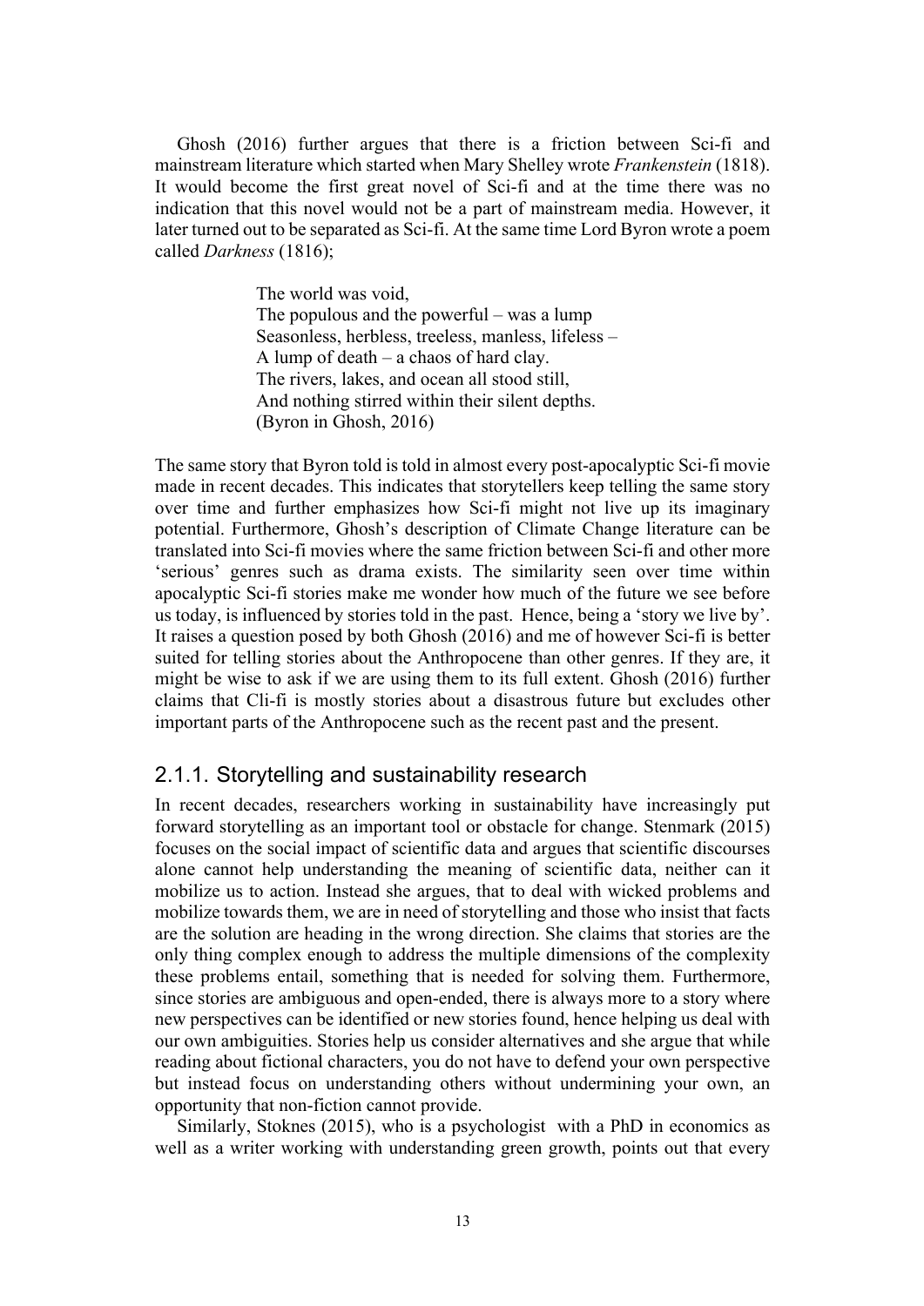Ghosh (2016) further argues that there is a friction between Sci-fi and mainstream literature which started when Mary Shelley wrote *Frankenstein* (1818). It would become the first great novel of Sci-fi and at the time there was no indication that this novel would not be a part of mainstream media. However, it later turned out to be separated as Sci-fi. At the same time Lord Byron wrote a poem called *Darkness* (1816);

> The world was void,
> The populous and the powerful – was a lump
> Seasonless, herbless, treeless, manless, lifeless –
> A lump of death – a chaos of hard clay.
> The rivers, lakes, and ocean all stood still,
> And nothing stirred within their silent depths.
> (Byron in Ghosh, 2016)

The same story that Byron told is told in almost every post-apocalyptic Sci-fi movie made in recent decades. This indicates that storytellers keep telling the same story over time and further emphasizes how Sci-fi might not live up its imaginary potential. Furthermore, Ghosh's description of Climate Change literature can be translated into Sci-fi movies where the same friction between Sci-fi and other more 'serious' genres such as drama exists. The similarity seen over time within apocalyptic Sci-fi stories make me wonder how much of the future we see before us today, is influenced by stories told in the past. Hence, being a 'story we live by'. It raises a question posed by both Ghosh (2016) and me of however Sci-fi is better suited for telling stories about the Anthropocene than other genres. If they are, it might be wise to ask if we are using them to its full extent. Ghosh (2016) further claims that Cli-fi is mostly stories about a disastrous future but excludes other important parts of the Anthropocene such as the recent past and the present.

### 2.1.1. Storytelling and sustainability research

In recent decades, researchers working in sustainability have increasingly put forward storytelling as an important tool or obstacle for change. Stenmark (2015) focuses on the social impact of scientific data and argues that scientific discourses alone cannot help understanding the meaning of scientific data, neither can it mobilize us to action. Instead she argues, that to deal with wicked problems and mobilize towards them, we are in need of storytelling and those who insist that facts are the solution are heading in the wrong direction. She claims that stories are the only thing complex enough to address the multiple dimensions of the complexity these problems entail, something that is needed for solving them. Furthermore, since stories are ambiguous and open-ended, there is always more to a story where new perspectives can be identified or new stories found, hence helping us deal with our own ambiguities. Stories help us consider alternatives and she argue that while reading about fictional characters, you do not have to defend your own perspective but instead focus on understanding others without undermining your own, an opportunity that non-fiction cannot provide.

Similarly, Stoknes (2015), who is a psychologist with a PhD in economics as well as a writer working with understanding green growth, points out that every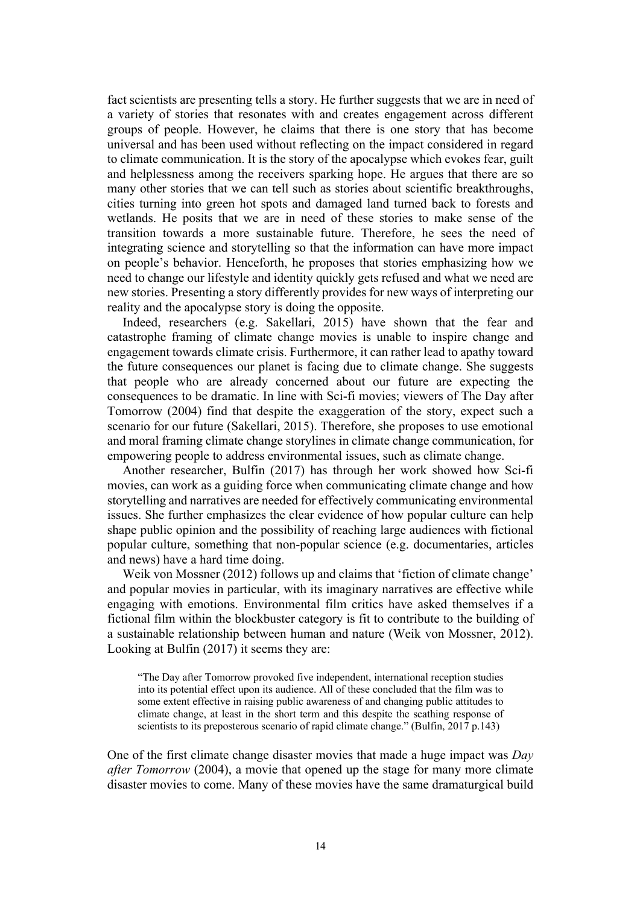fact scientists are presenting tells a story. He further suggests that we are in need of a variety of stories that resonates with and creates engagement across different groups of people. However, he claims that there is one story that has become universal and has been used without reflecting on the impact considered in regard to climate communication. It is the story of the apocalypse which evokes fear, guilt and helplessness among the receivers sparking hope. He argues that there are so many other stories that we can tell such as stories about scientific breakthroughs, cities turning into green hot spots and damaged land turned back to forests and wetlands. He posits that we are in need of these stories to make sense of the transition towards a more sustainable future. Therefore, he sees the need of integrating science and storytelling so that the information can have more impact on people's behavior. Henceforth, he proposes that stories emphasizing how we need to change our lifestyle and identity quickly gets refused and what we need are new stories. Presenting a story differently provides for new ways of interpreting our reality and the apocalypse story is doing the opposite.

Indeed, researchers (e.g. Sakellari, 2015) have shown that the fear and catastrophe framing of climate change movies is unable to inspire change and engagement towards climate crisis. Furthermore, it can rather lead to apathy toward the future consequences our planet is facing due to climate change. She suggests that people who are already concerned about our future are expecting the consequences to be dramatic. In line with Sci-fi movies; viewers of The Day after Tomorrow (2004) find that despite the exaggeration of the story, expect such a scenario for our future (Sakellari, 2015). Therefore, she proposes to use emotional and moral framing climate change storylines in climate change communication, for empowering people to address environmental issues, such as climate change.

Another researcher, Bulfin (2017) has through her work showed how Sci-fi movies, can work as a guiding force when communicating climate change and how storytelling and narratives are needed for effectively communicating environmental issues. She further emphasizes the clear evidence of how popular culture can help shape public opinion and the possibility of reaching large audiences with fictional popular culture, something that non-popular science (e.g. documentaries, articles and news) have a hard time doing.

Weik von Mossner (2012) follows up and claims that 'fiction of climate change' and popular movies in particular, with its imaginary narratives are effective while engaging with emotions. Environmental film critics have asked themselves if a fictional film within the blockbuster category is fit to contribute to the building of a sustainable relationship between human and nature (Weik von Mossner, 2012). Looking at Bulfin (2017) it seems they are:

> "The Day after Tomorrow provoked five independent, international reception studies into its potential effect upon its audience. All of these concluded that the film was to some extent effective in raising public awareness of and changing public attitudes to climate change, at least in the short term and this despite the scathing response of scientists to its preposterous scenario of rapid climate change." (Bulfin, 2017 p.143)

One of the first climate change disaster movies that made a huge impact was *Day after Tomorrow* (2004), a movie that opened up the stage for many more climate disaster movies to come. Many of these movies have the same dramaturgical build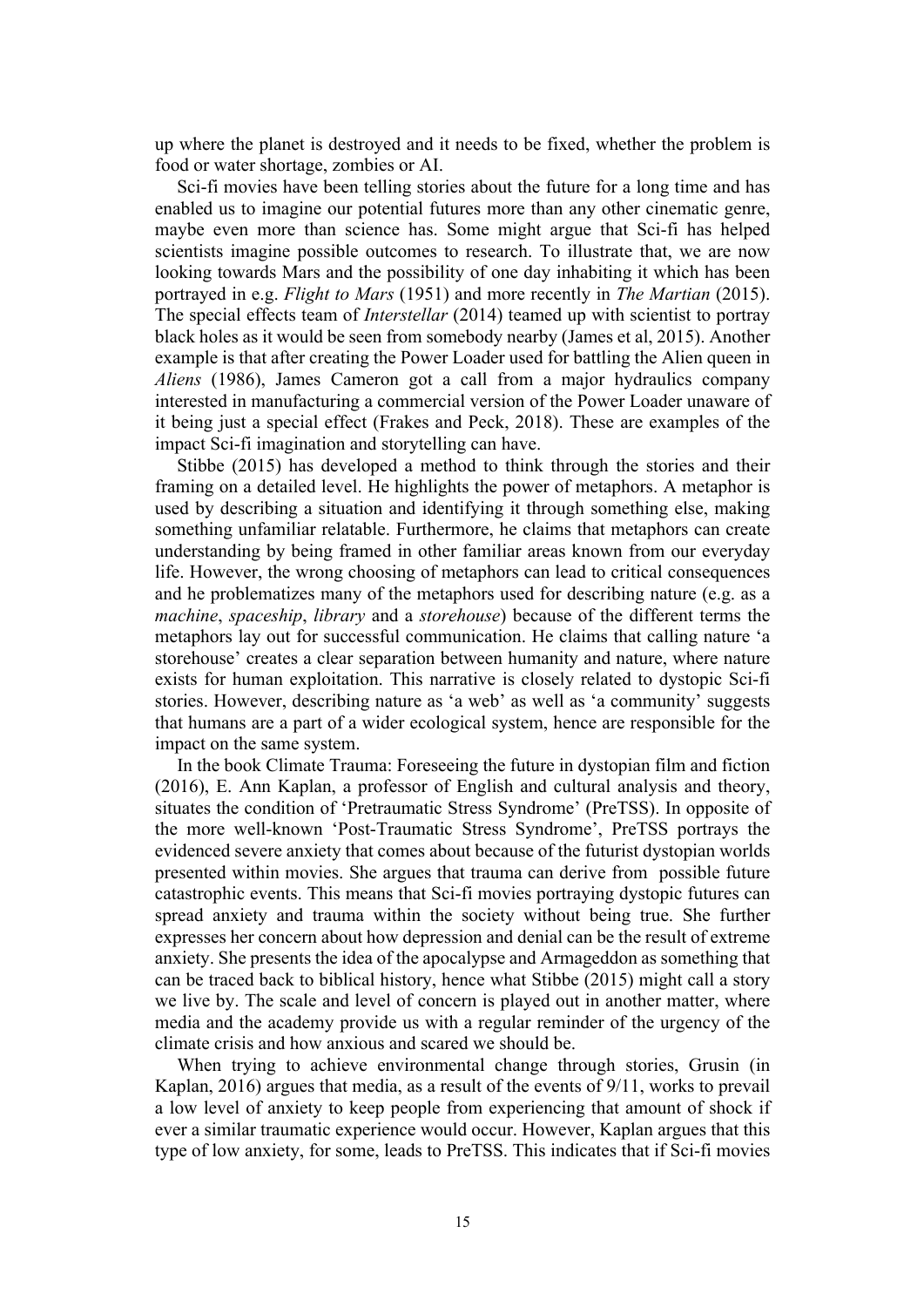up where the planet is destroyed and it needs to be fixed, whether the problem is food or water shortage, zombies or AI.

Sci-fi movies have been telling stories about the future for a long time and has enabled us to imagine our potential futures more than any other cinematic genre, maybe even more than science has. Some might argue that Sci-fi has helped scientists imagine possible outcomes to research. To illustrate that, we are now looking towards Mars and the possibility of one day inhabiting it which has been portrayed in e.g. *Flight to Mars* (1951) and more recently in *The Martian* (2015). The special effects team of *Interstellar* (2014) teamed up with scientist to portray black holes as it would be seen from somebody nearby (James et al, 2015). Another example is that after creating the Power Loader used for battling the Alien queen in *Aliens* (1986), James Cameron got a call from a major hydraulics company interested in manufacturing a commercial version of the Power Loader unaware of it being just a special effect (Frakes and Peck, 2018). These are examples of the impact Sci-fi imagination and storytelling can have.

Stibbe (2015) has developed a method to think through the stories and their framing on a detailed level. He highlights the power of metaphors. A metaphor is used by describing a situation and identifying it through something else, making something unfamiliar relatable. Furthermore, he claims that metaphors can create understanding by being framed in other familiar areas known from our everyday life. However, the wrong choosing of metaphors can lead to critical consequences and he problematizes many of the metaphors used for describing nature (e.g. as a *machine*, *spaceship*, *library* and a *storehouse*) because of the different terms the metaphors lay out for successful communication. He claims that calling nature 'a storehouse' creates a clear separation between humanity and nature, where nature exists for human exploitation. This narrative is closely related to dystopic Sci-fi stories. However, describing nature as 'a web' as well as 'a community' suggests that humans are a part of a wider ecological system, hence are responsible for the impact on the same system.

In the book Climate Trauma: Foreseeing the future in dystopian film and fiction (2016), E. Ann Kaplan, a professor of English and cultural analysis and theory, situates the condition of 'Pretraumatic Stress Syndrome' (PreTSS). In opposite of the more well-known 'Post-Traumatic Stress Syndrome', PreTSS portrays the evidenced severe anxiety that comes about because of the futurist dystopian worlds presented within movies. She argues that trauma can derive from possible future catastrophic events. This means that Sci-fi movies portraying dystopic futures can spread anxiety and trauma within the society without being true. She further expresses her concern about how depression and denial can be the result of extreme anxiety. She presents the idea of the apocalypse and Armageddon as something that can be traced back to biblical history, hence what Stibbe (2015) might call a story we live by. The scale and level of concern is played out in another matter, where media and the academy provide us with a regular reminder of the urgency of the climate crisis and how anxious and scared we should be.

When trying to achieve environmental change through stories, Grusin (in Kaplan, 2016) argues that media, as a result of the events of 9/11, works to prevail a low level of anxiety to keep people from experiencing that amount of shock if ever a similar traumatic experience would occur. However, Kaplan argues that this type of low anxiety, for some, leads to PreTSS. This indicates that if Sci-fi movies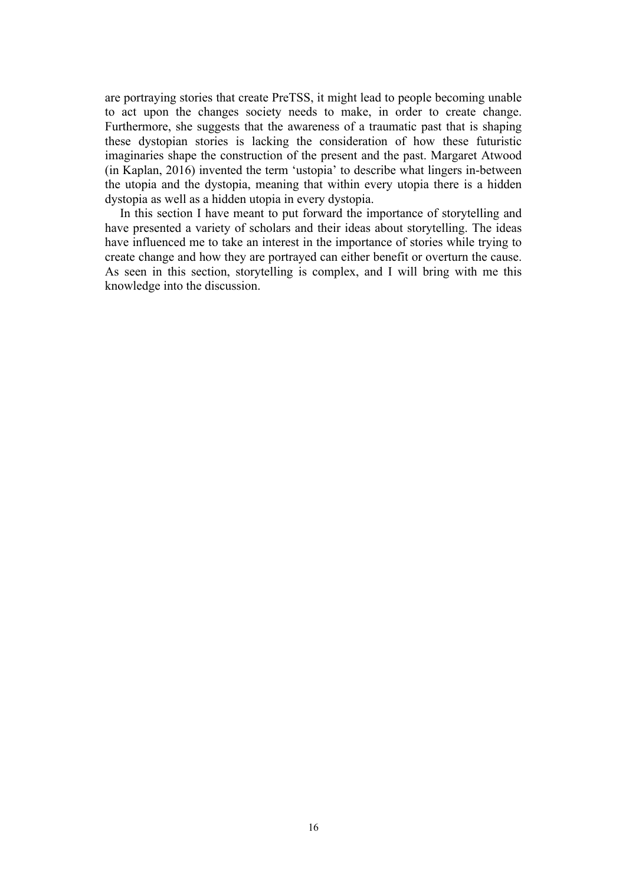are portraying stories that create PreTSS, it might lead to people becoming unable to act upon the changes society needs to make, in order to create change. Furthermore, she suggests that the awareness of a traumatic past that is shaping these dystopian stories is lacking the consideration of how these futuristic imaginaries shape the construction of the present and the past. Margaret Atwood (in Kaplan, 2016) invented the term 'ustopia' to describe what lingers in-between the utopia and the dystopia, meaning that within every utopia there is a hidden dystopia as well as a hidden utopia in every dystopia.

In this section I have meant to put forward the importance of storytelling and have presented a variety of scholars and their ideas about storytelling. The ideas have influenced me to take an interest in the importance of stories while trying to create change and how they are portrayed can either benefit or overturn the cause. As seen in this section, storytelling is complex, and I will bring with me this knowledge into the discussion.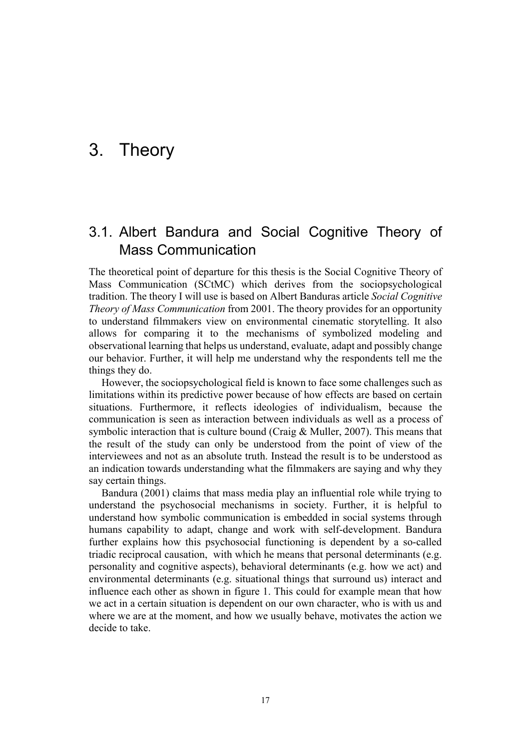# 3. Theory

## 3.1. Albert Bandura and Social Cognitive Theory of Mass Communication

The theoretical point of departure for this thesis is the Social Cognitive Theory of Mass Communication (SCtMC) which derives from the sociopsychological tradition. The theory I will use is based on Albert Banduras article *Social Cognitive Theory of Mass Communication* from 2001. The theory provides for an opportunity to understand filmmakers view on environmental cinematic storytelling. It also allows for comparing it to the mechanisms of symbolized modeling and observational learning that helps us understand, evaluate, adapt and possibly change our behavior. Further, it will help me understand why the respondents tell me the things they do.

However, the sociopsychological field is known to face some challenges such as limitations within its predictive power because of how effects are based on certain situations. Furthermore, it reflects ideologies of individualism, because the communication is seen as interaction between individuals as well as a process of symbolic interaction that is culture bound (Craig & Muller, 2007). This means that the result of the study can only be understood from the point of view of the interviewees and not as an absolute truth. Instead the result is to be understood as an indication towards understanding what the filmmakers are saying and why they say certain things.

Bandura (2001) claims that mass media play an influential role while trying to understand the psychosocial mechanisms in society. Further, it is helpful to understand how symbolic communication is embedded in social systems through humans capability to adapt, change and work with self-development. Bandura further explains how this psychosocial functioning is dependent by a so-called triadic reciprocal causation, with which he means that personal determinants (e.g. personality and cognitive aspects), behavioral determinants (e.g. how we act) and environmental determinants (e.g. situational things that surround us) interact and influence each other as shown in figure 1. This could for example mean that how we act in a certain situation is dependent on our own character, who is with us and where we are at the moment, and how we usually behave, motivates the action we decide to take.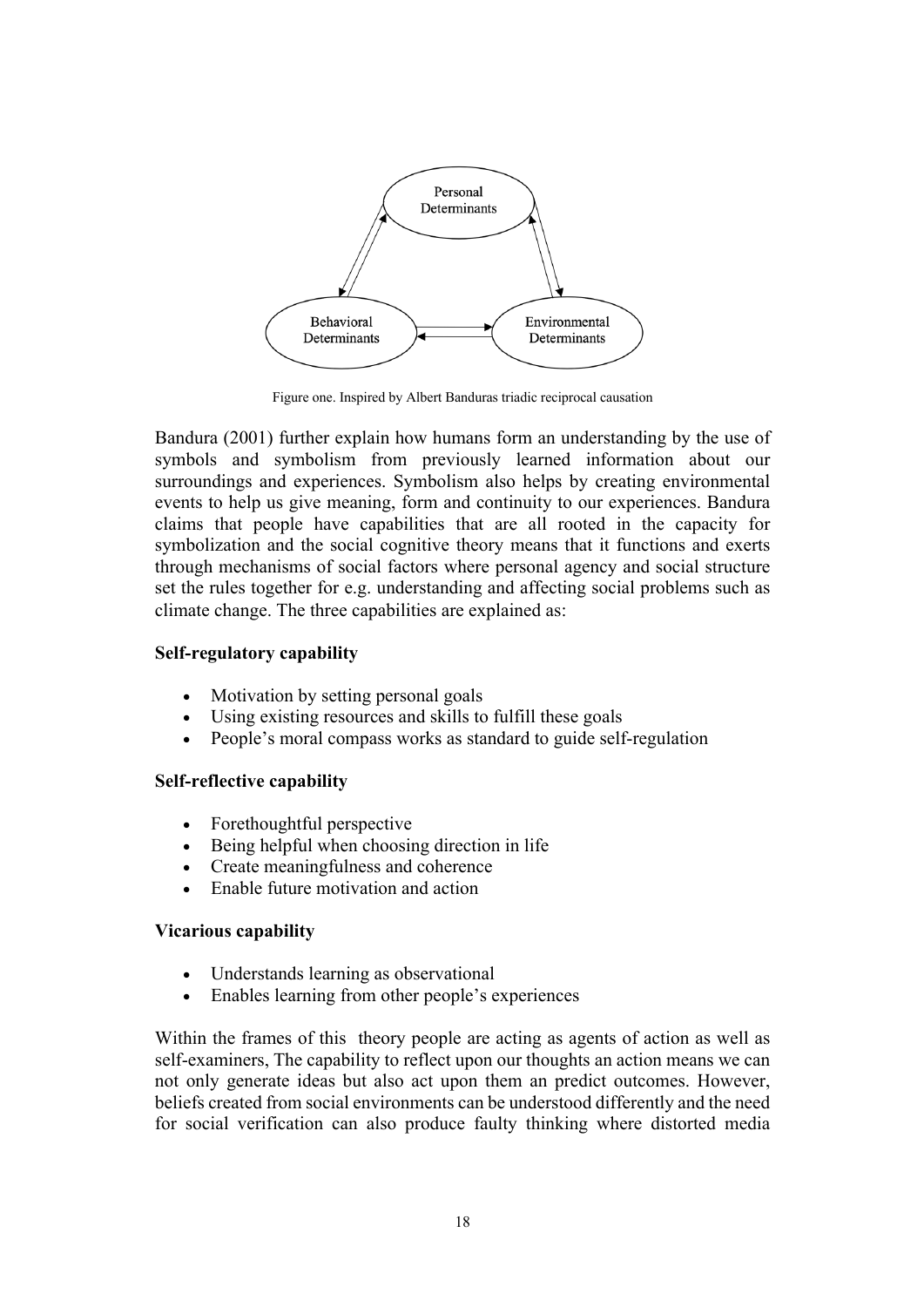Figure one. Inspired by Albert Banduras triadic reciprocal causation

Bandura (2001) further explain how humans form an understanding by the use of symbols and symbolism from previously learned information about our surroundings and experiences. Symbolism also helps by creating environmental events to help us give meaning, form and continuity to our experiences. Bandura claims that people have capabilities that are all rooted in the capacity for symbolization and the social cognitive theory means that it functions and exerts through mechanisms of social factors where personal agency and social structure set the rules together for e.g. understanding and affecting social problems such as climate change. The three capabilities are explained as:

**Self-regulatory capability**

- Motivation by setting personal goals
- Using existing resources and skills to fulfill these goals
- People's moral compass works as standard to guide self-regulation

**Self-reflective capability**

- Forethoughtful perspective
- Being helpful when choosing direction in life
- Create meaningfulness and coherence
- Enable future motivation and action

**Vicarious capability**

- Understands learning as observational
- Enables learning from other people's experiences

Within the frames of this theory people are acting as agents of action as well as self-examiners, The capability to reflect upon our thoughts an action means we can not only generate ideas but also act upon them an predict outcomes. However, beliefs created from social environments can be understood differently and the need for social verification can also produce faulty thinking where distorted media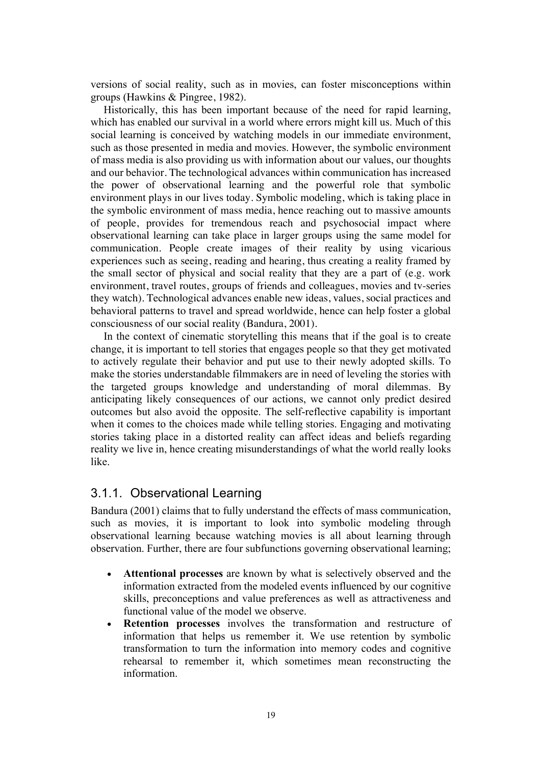versions of social reality, such as in movies, can foster misconceptions within groups (Hawkins & Pingree, 1982).

Historically, this has been important because of the need for rapid learning, which has enabled our survival in a world where errors might kill us. Much of this social learning is conceived by watching models in our immediate environment, such as those presented in media and movies. However, the symbolic environment of mass media is also providing us with information about our values, our thoughts and our behavior. The technological advances within communication has increased the power of observational learning and the powerful role that symbolic environment plays in our lives today. Symbolic modeling, which is taking place in the symbolic environment of mass media, hence reaching out to massive amounts of people, provides for tremendous reach and psychosocial impact where observational learning can take place in larger groups using the same model for communication. People create images of their reality by using vicarious experiences such as seeing, reading and hearing, thus creating a reality framed by the small sector of physical and social reality that they are a part of (e.g. work environment, travel routes, groups of friends and colleagues, movies and tv-series they watch). Technological advances enable new ideas, values, social practices and behavioral patterns to travel and spread worldwide, hence can help foster a global consciousness of our social reality (Bandura, 2001).

In the context of cinematic storytelling this means that if the goal is to create change, it is important to tell stories that engages people so that they get motivated to actively regulate their behavior and put use to their newly adopted skills. To make the stories understandable filmmakers are in need of leveling the stories with the targeted groups knowledge and understanding of moral dilemmas. By anticipating likely consequences of our actions, we cannot only predict desired outcomes but also avoid the opposite. The self-reflective capability is important when it comes to the choices made while telling stories. Engaging and motivating stories taking place in a distorted reality can affect ideas and beliefs regarding reality we live in, hence creating misunderstandings of what the world really looks like.

### 3.1.1. Observational Learning

Bandura (2001) claims that to fully understand the effects of mass communication, such as movies, it is important to look into symbolic modeling through observational learning because watching movies is all about learning through observation. Further, there are four subfunctions governing observational learning;

- **Attentional processes** are known by what is selectively observed and the information extracted from the modeled events influenced by our cognitive skills, preconceptions and value preferences as well as attractiveness and functional value of the model we observe.
- **Retention processes** involves the transformation and restructure of information that helps us remember it. We use retention by symbolic transformation to turn the information into memory codes and cognitive rehearsal to remember it, which sometimes mean reconstructing the information.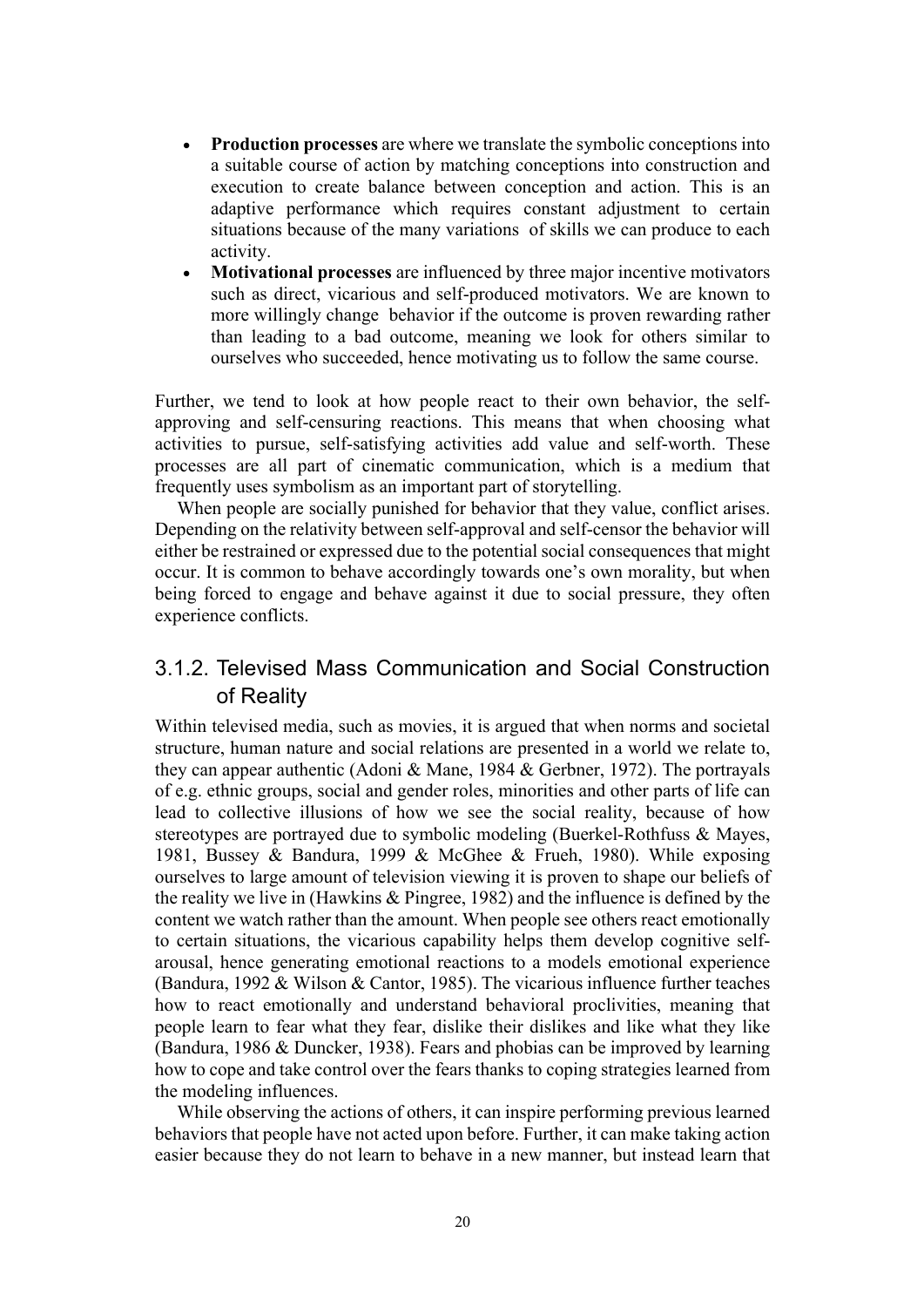- **Production processes** are where we translate the symbolic conceptions into a suitable course of action by matching conceptions into construction and execution to create balance between conception and action. This is an adaptive performance which requires constant adjustment to certain situations because of the many variations of skills we can produce to each activity.
- **Motivational processes** are influenced by three major incentive motivators such as direct, vicarious and self-produced motivators. We are known to more willingly change behavior if the outcome is proven rewarding rather than leading to a bad outcome, meaning we look for others similar to ourselves who succeeded, hence motivating us to follow the same course.

Further, we tend to look at how people react to their own behavior, the self-approving and self-censuring reactions. This means that when choosing what activities to pursue, self-satisfying activities add value and self-worth. These processes are all part of cinematic communication, which is a medium that frequently uses symbolism as an important part of storytelling.

When people are socially punished for behavior that they value, conflict arises. Depending on the relativity between self-approval and self-censor the behavior will either be restrained or expressed due to the potential social consequences that might occur. It is common to behave accordingly towards one's own morality, but when being forced to engage and behave against it due to social pressure, they often experience conflicts.

### 3.1.2. Televised Mass Communication and Social Construction of Reality

Within televised media, such as movies, it is argued that when norms and societal structure, human nature and social relations are presented in a world we relate to, they can appear authentic (Adoni & Mane, 1984 & Gerbner, 1972). The portrayals of e.g. ethnic groups, social and gender roles, minorities and other parts of life can lead to collective illusions of how we see the social reality, because of how stereotypes are portrayed due to symbolic modeling (Buerkel-Rothfuss & Mayes, 1981, Bussey & Bandura, 1999 & McGhee & Frueh, 1980). While exposing ourselves to large amount of television viewing it is proven to shape our beliefs of the reality we live in (Hawkins & Pingree, 1982) and the influence is defined by the content we watch rather than the amount. When people see others react emotionally to certain situations, the vicarious capability helps them develop cognitive self-arousal, hence generating emotional reactions to a models emotional experience (Bandura, 1992 & Wilson & Cantor, 1985). The vicarious influence further teaches how to react emotionally and understand behavioral proclivities, meaning that people learn to fear what they fear, dislike their dislikes and like what they like (Bandura, 1986 & Duncker, 1938). Fears and phobias can be improved by learning how to cope and take control over the fears thanks to coping strategies learned from the modeling influences.

While observing the actions of others, it can inspire performing previous learned behaviors that people have not acted upon before. Further, it can make taking action easier because they do not learn to behave in a new manner, but instead learn that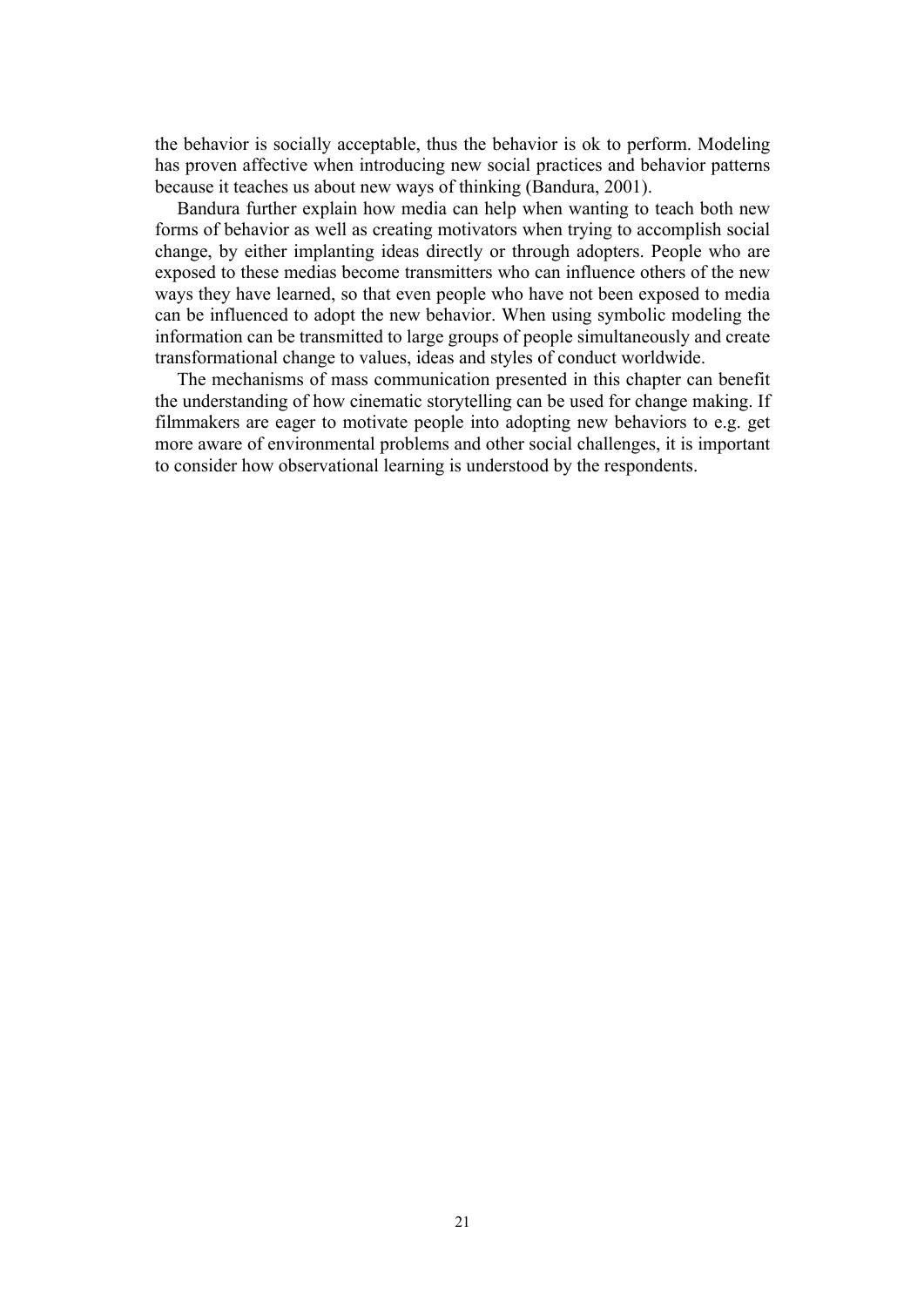the behavior is socially acceptable, thus the behavior is ok to perform. Modeling has proven affective when introducing new social practices and behavior patterns because it teaches us about new ways of thinking (Bandura, 2001).

Bandura further explain how media can help when wanting to teach both new forms of behavior as well as creating motivators when trying to accomplish social change, by either implanting ideas directly or through adopters. People who are exposed to these medias become transmitters who can influence others of the new ways they have learned, so that even people who have not been exposed to media can be influenced to adopt the new behavior. When using symbolic modeling the information can be transmitted to large groups of people simultaneously and create transformational change to values, ideas and styles of conduct worldwide.

The mechanisms of mass communication presented in this chapter can benefit the understanding of how cinematic storytelling can be used for change making. If filmmakers are eager to motivate people into adopting new behaviors to e.g. get more aware of environmental problems and other social challenges, it is important to consider how observational learning is understood by the respondents.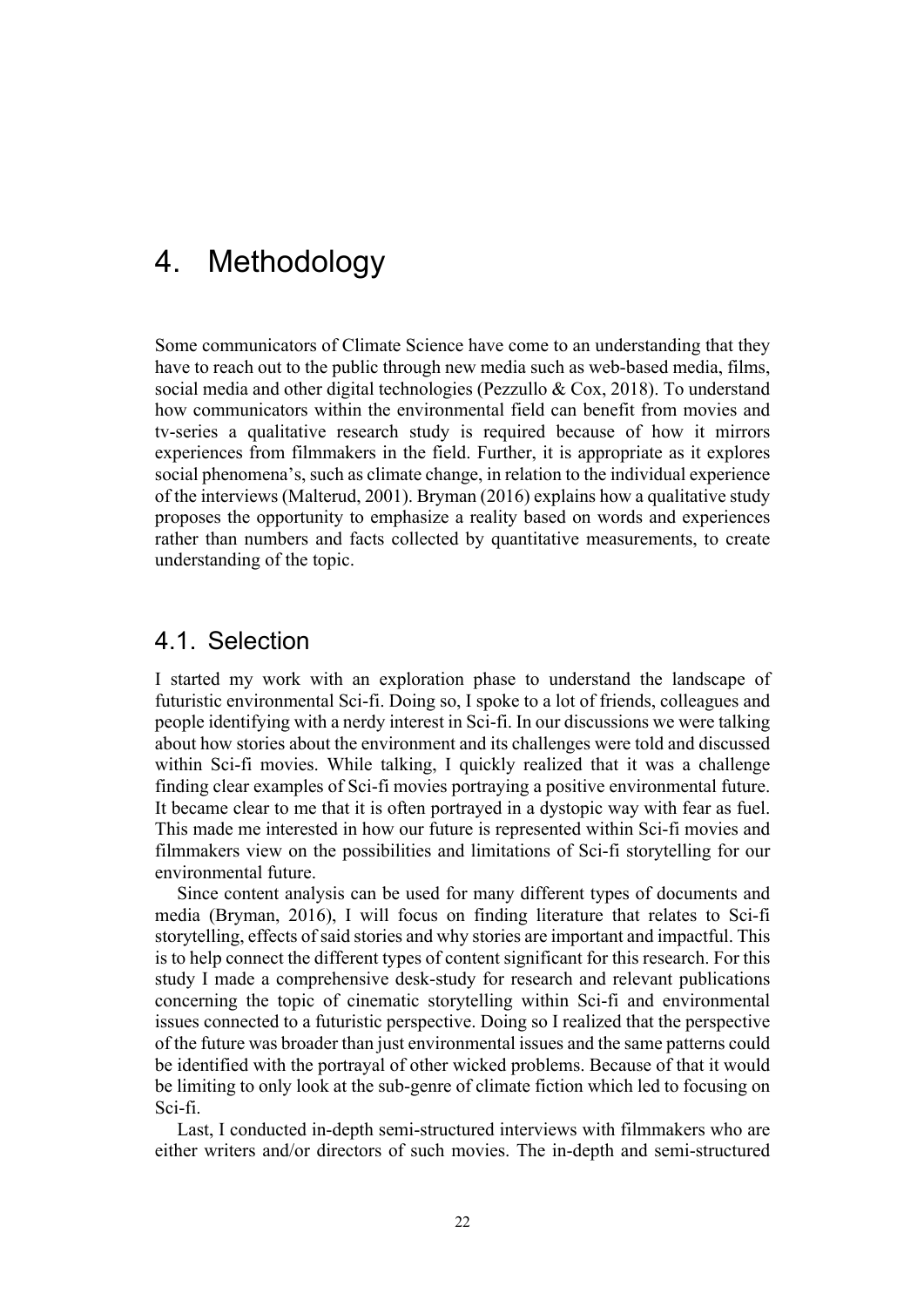# 4. Methodology

Some communicators of Climate Science have come to an understanding that they have to reach out to the public through new media such as web-based media, films, social media and other digital technologies (Pezzullo & Cox, 2018). To understand how communicators within the environmental field can benefit from movies and tv-series a qualitative research study is required because of how it mirrors experiences from filmmakers in the field. Further, it is appropriate as it explores social phenomena's, such as climate change, in relation to the individual experience of the interviews (Malterud, 2001). Bryman (2016) explains how a qualitative study proposes the opportunity to emphasize a reality based on words and experiences rather than numbers and facts collected by quantitative measurements, to create understanding of the topic.

## 4.1. Selection

I started my work with an exploration phase to understand the landscape of futuristic environmental Sci-fi. Doing so, I spoke to a lot of friends, colleagues and people identifying with a nerdy interest in Sci-fi. In our discussions we were talking about how stories about the environment and its challenges were told and discussed within Sci-fi movies. While talking, I quickly realized that it was a challenge finding clear examples of Sci-fi movies portraying a positive environmental future. It became clear to me that it is often portrayed in a dystopic way with fear as fuel. This made me interested in how our future is represented within Sci-fi movies and filmmakers view on the possibilities and limitations of Sci-fi storytelling for our environmental future.

Since content analysis can be used for many different types of documents and media (Bryman, 2016), I will focus on finding literature that relates to Sci-fi storytelling, effects of said stories and why stories are important and impactful. This is to help connect the different types of content significant for this research. For this study I made a comprehensive desk-study for research and relevant publications concerning the topic of cinematic storytelling within Sci-fi and environmental issues connected to a futuristic perspective. Doing so I realized that the perspective of the future was broader than just environmental issues and the same patterns could be identified with the portrayal of other wicked problems. Because of that it would be limiting to only look at the sub-genre of climate fiction which led to focusing on Sci-fi.

Last, I conducted in-depth semi-structured interviews with filmmakers who are either writers and/or directors of such movies. The in-depth and semi-structured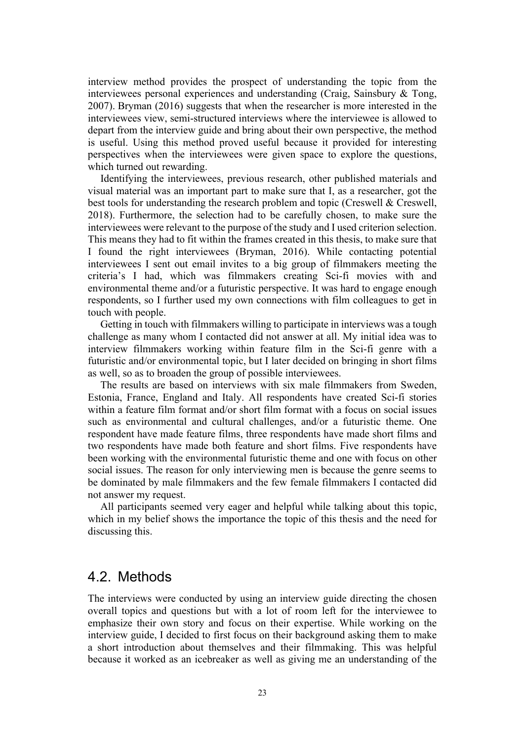interview method provides the prospect of understanding the topic from the interviewees personal experiences and understanding (Craig, Sainsbury & Tong, 2007). Bryman (2016) suggests that when the researcher is more interested in the interviewees view, semi-structured interviews where the interviewee is allowed to depart from the interview guide and bring about their own perspective, the method is useful. Using this method proved useful because it provided for interesting perspectives when the interviewees were given space to explore the questions, which turned out rewarding.

Identifying the interviewees, previous research, other published materials and visual material was an important part to make sure that I, as a researcher, got the best tools for understanding the research problem and topic (Creswell & Creswell, 2018). Furthermore, the selection had to be carefully chosen, to make sure the interviewees were relevant to the purpose of the study and I used criterion selection. This means they had to fit within the frames created in this thesis, to make sure that I found the right interviewees (Bryman, 2016). While contacting potential interviewees I sent out email invites to a big group of filmmakers meeting the criteria's I had, which was filmmakers creating Sci-fi movies with and environmental theme and/or a futuristic perspective. It was hard to engage enough respondents, so I further used my own connections with film colleagues to get in touch with people.

Getting in touch with filmmakers willing to participate in interviews was a tough challenge as many whom I contacted did not answer at all. My initial idea was to interview filmmakers working within feature film in the Sci-fi genre with a futuristic and/or environmental topic, but I later decided on bringing in short films as well, so as to broaden the group of possible interviewees.

The results are based on interviews with six male filmmakers from Sweden, Estonia, France, England and Italy. All respondents have created Sci-fi stories within a feature film format and/or short film format with a focus on social issues such as environmental and cultural challenges, and/or a futuristic theme. One respondent have made feature films, three respondents have made short films and two respondents have made both feature and short films. Five respondents have been working with the environmental futuristic theme and one with focus on other social issues. The reason for only interviewing men is because the genre seems to be dominated by male filmmakers and the few female filmmakers I contacted did not answer my request.

All participants seemed very eager and helpful while talking about this topic, which in my belief shows the importance the topic of this thesis and the need for discussing this.

## 4.2. Methods

The interviews were conducted by using an interview guide directing the chosen overall topics and questions but with a lot of room left for the interviewee to emphasize their own story and focus on their expertise. While working on the interview guide, I decided to first focus on their background asking them to make a short introduction about themselves and their filmmaking. This was helpful because it worked as an icebreaker as well as giving me an understanding of the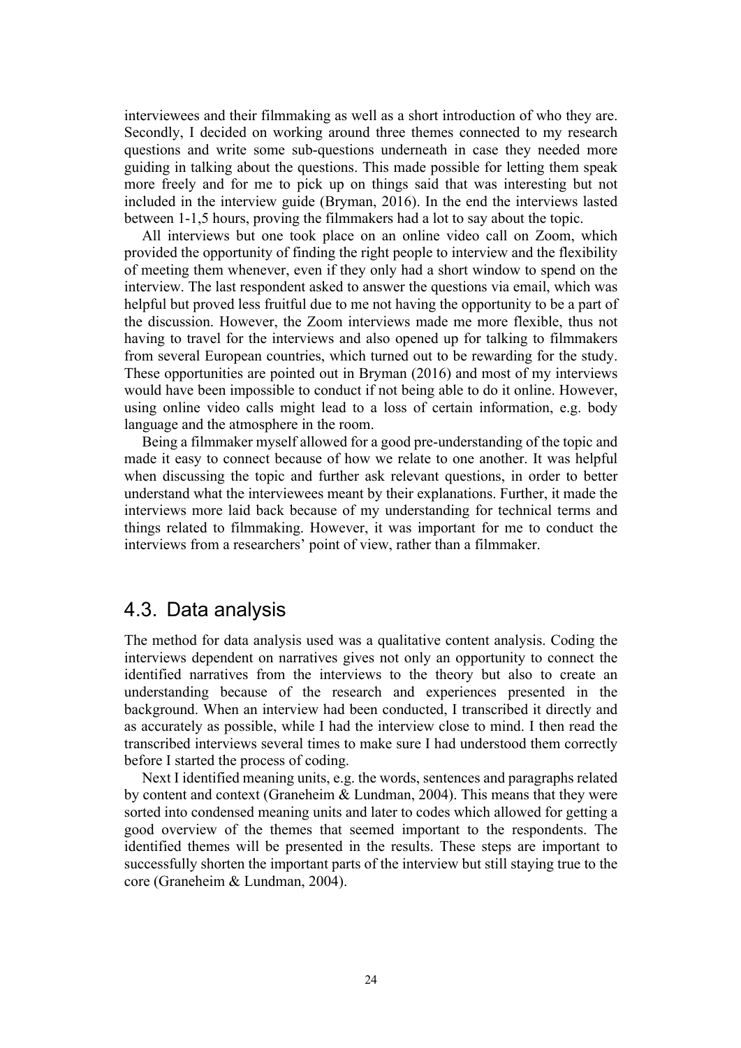interviewees and their filmmaking as well as a short introduction of who they are. Secondly, I decided on working around three themes connected to my research questions and write some sub-questions underneath in case they needed more guiding in talking about the questions. This made possible for letting them speak more freely and for me to pick up on things said that was interesting but not included in the interview guide (Bryman, 2016). In the end the interviews lasted between 1-1,5 hours, proving the filmmakers had a lot to say about the topic.

All interviews but one took place on an online video call on Zoom, which provided the opportunity of finding the right people to interview and the flexibility of meeting them whenever, even if they only had a short window to spend on the interview. The last respondent asked to answer the questions via email, which was helpful but proved less fruitful due to me not having the opportunity to be a part of the discussion. However, the Zoom interviews made me more flexible, thus not having to travel for the interviews and also opened up for talking to filmmakers from several European countries, which turned out to be rewarding for the study. These opportunities are pointed out in Bryman (2016) and most of my interviews would have been impossible to conduct if not being able to do it online. However, using online video calls might lead to a loss of certain information, e.g. body language and the atmosphere in the room.

Being a filmmaker myself allowed for a good pre-understanding of the topic and made it easy to connect because of how we relate to one another. It was helpful when discussing the topic and further ask relevant questions, in order to better understand what the interviewees meant by their explanations. Further, it made the interviews more laid back because of my understanding for technical terms and things related to filmmaking. However, it was important for me to conduct the interviews from a researchers' point of view, rather than a filmmaker.

## 4.3. Data analysis

The method for data analysis used was a qualitative content analysis. Coding the interviews dependent on narratives gives not only an opportunity to connect the identified narratives from the interviews to the theory but also to create an understanding because of the research and experiences presented in the background. When an interview had been conducted, I transcribed it directly and as accurately as possible, while I had the interview close to mind. I then read the transcribed interviews several times to make sure I had understood them correctly before I started the process of coding.

Next I identified meaning units, e.g. the words, sentences and paragraphs related by content and context (Graneheim & Lundman, 2004). This means that they were sorted into condensed meaning units and later to codes which allowed for getting a good overview of the themes that seemed important to the respondents. The identified themes will be presented in the results. These steps are important to successfully shorten the important parts of the interview but still staying true to the core (Graneheim & Lundman, 2004).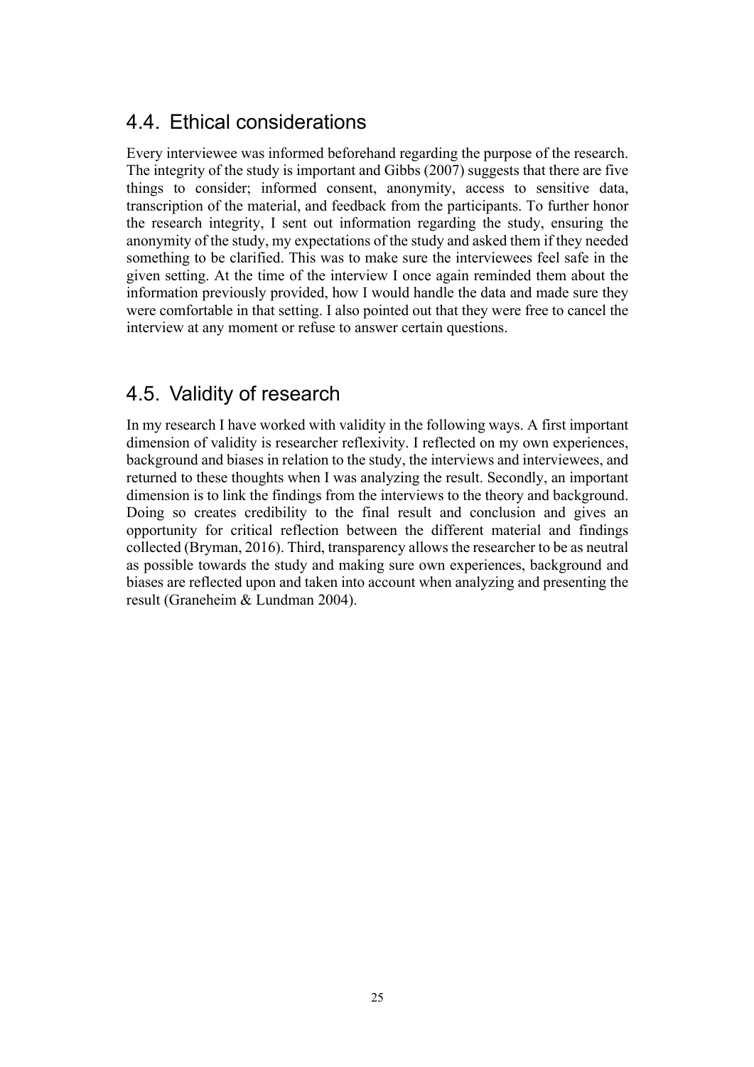## 4.4. Ethical considerations

Every interviewee was informed beforehand regarding the purpose of the research. The integrity of the study is important and Gibbs (2007) suggests that there are five things to consider; informed consent, anonymity, access to sensitive data, transcription of the material, and feedback from the participants. To further honor the research integrity, I sent out information regarding the study, ensuring the anonymity of the study, my expectations of the study and asked them if they needed something to be clarified. This was to make sure the interviewees feel safe in the given setting. At the time of the interview I once again reminded them about the information previously provided, how I would handle the data and made sure they were comfortable in that setting. I also pointed out that they were free to cancel the interview at any moment or refuse to answer certain questions.

## 4.5. Validity of research

In my research I have worked with validity in the following ways. A first important dimension of validity is researcher reflexivity. I reflected on my own experiences, background and biases in relation to the study, the interviews and interviewees, and returned to these thoughts when I was analyzing the result. Secondly, an important dimension is to link the findings from the interviews to the theory and background. Doing so creates credibility to the final result and conclusion and gives an opportunity for critical reflection between the different material and findings collected (Bryman, 2016). Third, transparency allows the researcher to be as neutral as possible towards the study and making sure own experiences, background and biases are reflected upon and taken into account when analyzing and presenting the result (Graneheim & Lundman 2004).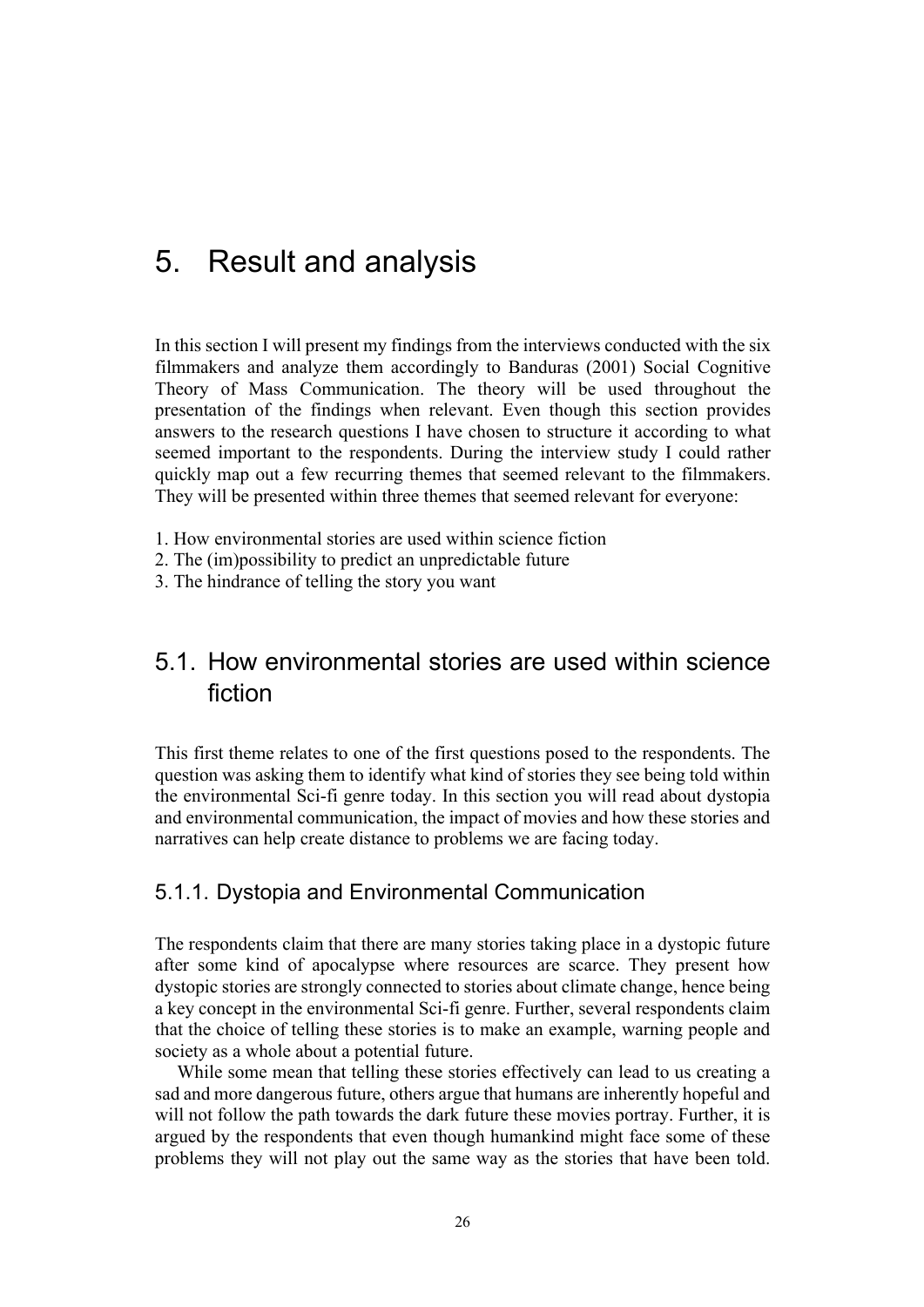# 5. Result and analysis

In this section I will present my findings from the interviews conducted with the six filmmakers and analyze them accordingly to Banduras (2001) Social Cognitive Theory of Mass Communication. The theory will be used throughout the presentation of the findings when relevant. Even though this section provides answers to the research questions I have chosen to structure it according to what seemed important to the respondents. During the interview study I could rather quickly map out a few recurring themes that seemed relevant to the filmmakers. They will be presented within three themes that seemed relevant for everyone:

1. How environmental stories are used within science fiction
2. The (im)possibility to predict an unpredictable future
3. The hindrance of telling the story you want

## 5.1. How environmental stories are used within science fiction

This first theme relates to one of the first questions posed to the respondents. The question was asking them to identify what kind of stories they see being told within the environmental Sci-fi genre today. In this section you will read about dystopia and environmental communication, the impact of movies and how these stories and narratives can help create distance to problems we are facing today.

### 5.1.1. Dystopia and Environmental Communication

The respondents claim that there are many stories taking place in a dystopic future after some kind of apocalypse where resources are scarce. They present how dystopic stories are strongly connected to stories about climate change, hence being a key concept in the environmental Sci-fi genre. Further, several respondents claim that the choice of telling these stories is to make an example, warning people and society as a whole about a potential future.

While some mean that telling these stories effectively can lead to us creating a sad and more dangerous future, others argue that humans are inherently hopeful and will not follow the path towards the dark future these movies portray. Further, it is argued by the respondents that even though humankind might face some of these problems they will not play out the same way as the stories that have been told.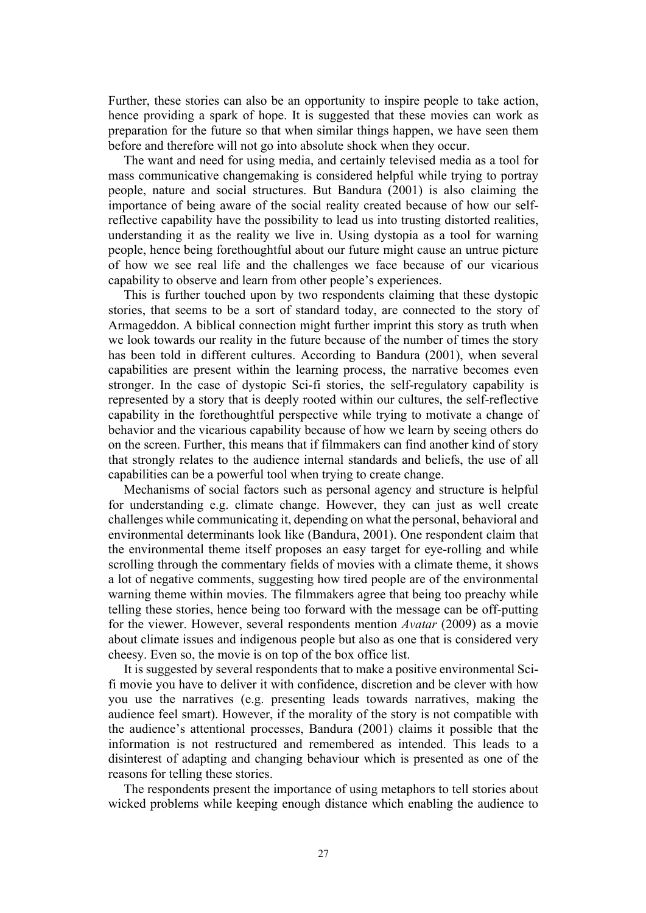Further, these stories can also be an opportunity to inspire people to take action, hence providing a spark of hope. It is suggested that these movies can work as preparation for the future so that when similar things happen, we have seen them before and therefore will not go into absolute shock when they occur.

The want and need for using media, and certainly televised media as a tool for mass communicative changemaking is considered helpful while trying to portray people, nature and social structures. But Bandura (2001) is also claiming the importance of being aware of the social reality created because of how our self-reflective capability have the possibility to lead us into trusting distorted realities, understanding it as the reality we live in. Using dystopia as a tool for warning people, hence being forethoughtful about our future might cause an untrue picture of how we see real life and the challenges we face because of our vicarious capability to observe and learn from other people's experiences.

This is further touched upon by two respondents claiming that these dystopic stories, that seems to be a sort of standard today, are connected to the story of Armageddon. A biblical connection might further imprint this story as truth when we look towards our reality in the future because of the number of times the story has been told in different cultures. According to Bandura (2001), when several capabilities are present within the learning process, the narrative becomes even stronger. In the case of dystopic Sci-fi stories, the self-regulatory capability is represented by a story that is deeply rooted within our cultures, the self-reflective capability in the forethoughtful perspective while trying to motivate a change of behavior and the vicarious capability because of how we learn by seeing others do on the screen. Further, this means that if filmmakers can find another kind of story that strongly relates to the audience internal standards and beliefs, the use of all capabilities can be a powerful tool when trying to create change.

Mechanisms of social factors such as personal agency and structure is helpful for understanding e.g. climate change. However, they can just as well create challenges while communicating it, depending on what the personal, behavioral and environmental determinants look like (Bandura, 2001). One respondent claim that the environmental theme itself proposes an easy target for eye-rolling and while scrolling through the commentary fields of movies with a climate theme, it shows a lot of negative comments, suggesting how tired people are of the environmental warning theme within movies. The filmmakers agree that being too preachy while telling these stories, hence being too forward with the message can be off-putting for the viewer. However, several respondents mention *Avatar* (2009) as a movie about climate issues and indigenous people but also as one that is considered very cheesy. Even so, the movie is on top of the box office list.

It is suggested by several respondents that to make a positive environmental Sci-fi movie you have to deliver it with confidence, discretion and be clever with how you use the narratives (e.g. presenting leads towards narratives, making the audience feel smart). However, if the morality of the story is not compatible with the audience's attentional processes, Bandura (2001) claims it possible that the information is not restructured and remembered as intended. This leads to a disinterest of adapting and changing behaviour which is presented as one of the reasons for telling these stories.

The respondents present the importance of using metaphors to tell stories about wicked problems while keeping enough distance which enabling the audience to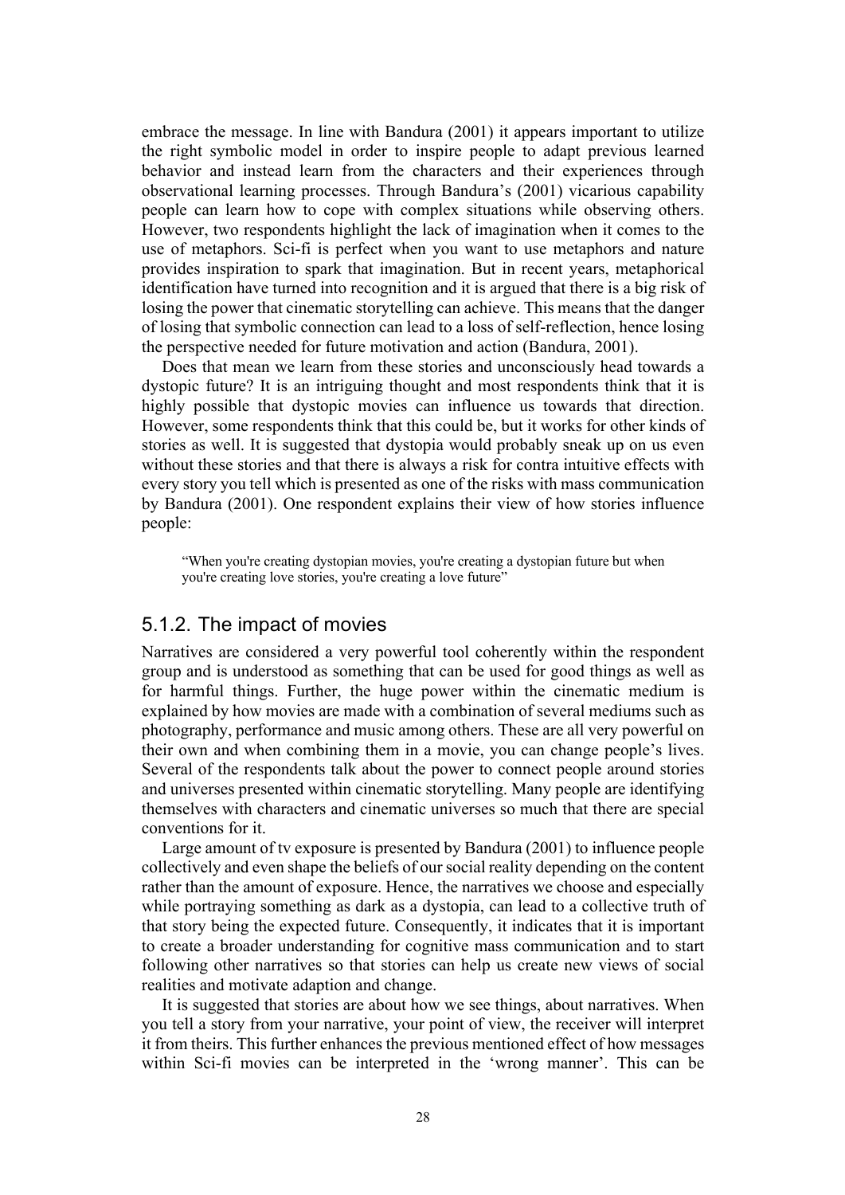embrace the message. In line with Bandura (2001) it appears important to utilize the right symbolic model in order to inspire people to adapt previous learned behavior and instead learn from the characters and their experiences through observational learning processes. Through Bandura's (2001) vicarious capability people can learn how to cope with complex situations while observing others. However, two respondents highlight the lack of imagination when it comes to the use of metaphors. Sci-fi is perfect when you want to use metaphors and nature provides inspiration to spark that imagination. But in recent years, metaphorical identification have turned into recognition and it is argued that there is a big risk of losing the power that cinematic storytelling can achieve. This means that the danger of losing that symbolic connection can lead to a loss of self-reflection, hence losing the perspective needed for future motivation and action (Bandura, 2001).

Does that mean we learn from these stories and unconsciously head towards a dystopic future? It is an intriguing thought and most respondents think that it is highly possible that dystopic movies can influence us towards that direction. However, some respondents think that this could be, but it works for other kinds of stories as well. It is suggested that dystopia would probably sneak up on us even without these stories and that there is always a risk for contra intuitive effects with every story you tell which is presented as one of the risks with mass communication by Bandura (2001). One respondent explains their view of how stories influence people:

> "When you're creating dystopian movies, you're creating a dystopian future but when you're creating love stories, you're creating a love future"

### 5.1.2. The impact of movies

Narratives are considered a very powerful tool coherently within the respondent group and is understood as something that can be used for good things as well as for harmful things. Further, the huge power within the cinematic medium is explained by how movies are made with a combination of several mediums such as photography, performance and music among others. These are all very powerful on their own and when combining them in a movie, you can change people's lives. Several of the respondents talk about the power to connect people around stories and universes presented within cinematic storytelling. Many people are identifying themselves with characters and cinematic universes so much that there are special conventions for it.

Large amount of tv exposure is presented by Bandura (2001) to influence people collectively and even shape the beliefs of our social reality depending on the content rather than the amount of exposure. Hence, the narratives we choose and especially while portraying something as dark as a dystopia, can lead to a collective truth of that story being the expected future. Consequently, it indicates that it is important to create a broader understanding for cognitive mass communication and to start following other narratives so that stories can help us create new views of social realities and motivate adaption and change.

It is suggested that stories are about how we see things, about narratives. When you tell a story from your narrative, your point of view, the receiver will interpret it from theirs. This further enhances the previous mentioned effect of how messages within Sci-fi movies can be interpreted in the 'wrong manner'. This can be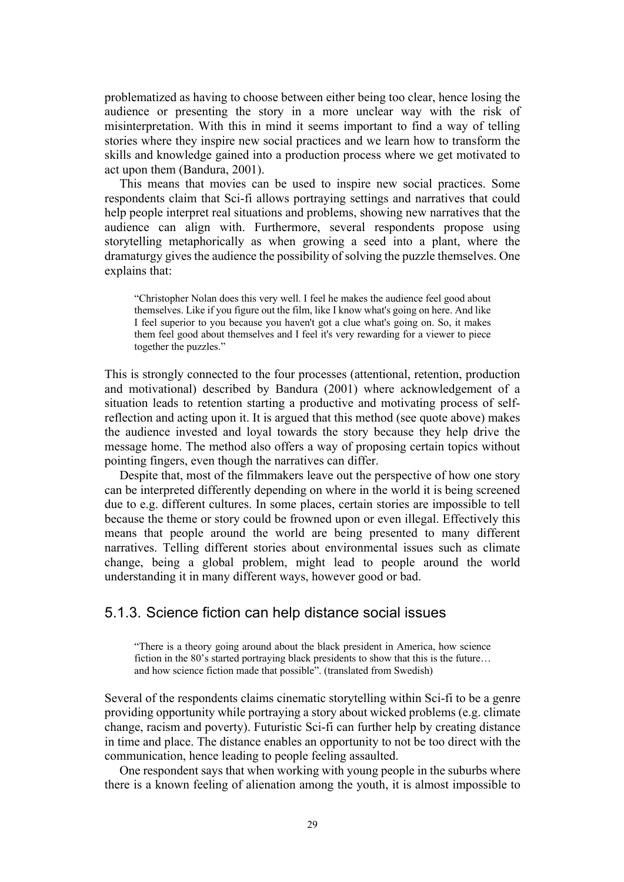problematized as having to choose between either being too clear, hence losing the audience or presenting the story in a more unclear way with the risk of misinterpretation. With this in mind it seems important to find a way of telling stories where they inspire new social practices and we learn how to transform the skills and knowledge gained into a production process where we get motivated to act upon them (Bandura, 2001).

This means that movies can be used to inspire new social practices. Some respondents claim that Sci-fi allows portraying settings and narratives that could help people interpret real situations and problems, showing new narratives that the audience can align with. Furthermore, several respondents propose using storytelling metaphorically as when growing a seed into a plant, where the dramaturgy gives the audience the possibility of solving the puzzle themselves. One explains that:

> "Christopher Nolan does this very well. I feel he makes the audience feel good about themselves. Like if you figure out the film, like I know what's going on here. And like I feel superior to you because you haven't got a clue what's going on. So, it makes them feel good about themselves and I feel it's very rewarding for a viewer to piece together the puzzles."

This is strongly connected to the four processes (attentional, retention, production and motivational) described by Bandura (2001) where acknowledgement of a situation leads to retention starting a productive and motivating process of self-reflection and acting upon it. It is argued that this method (see quote above) makes the audience invested and loyal towards the story because they help drive the message home. The method also offers a way of proposing certain topics without pointing fingers, even though the narratives can differ.

Despite that, most of the filmmakers leave out the perspective of how one story can be interpreted differently depending on where in the world it is being screened due to e.g. different cultures. In some places, certain stories are impossible to tell because the theme or story could be frowned upon or even illegal. Effectively this means that people around the world are being presented to many different narratives. Telling different stories about environmental issues such as climate change, being a global problem, might lead to people around the world understanding it in many different ways, however good or bad.

### 5.1.3. Science fiction can help distance social issues

> "There is a theory going around about the black president in America, how science fiction in the 80's started portraying black presidents to show that this is the future… and how science fiction made that possible". (translated from Swedish)

Several of the respondents claims cinematic storytelling within Sci-fi to be a genre providing opportunity while portraying a story about wicked problems (e.g. climate change, racism and poverty). Futuristic Sci-fi can further help by creating distance in time and place. The distance enables an opportunity to not be too direct with the communication, hence leading to people feeling assaulted.

One respondent says that when working with young people in the suburbs where there is a known feeling of alienation among the youth, it is almost impossible to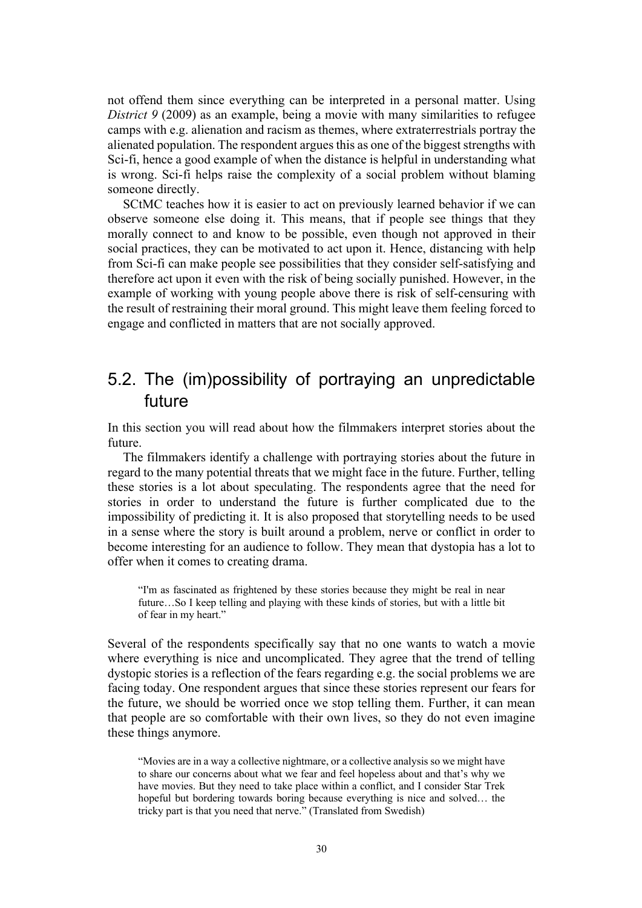not offend them since everything can be interpreted in a personal matter. Using *District 9* (2009) as an example, being a movie with many similarities to refugee camps with e.g. alienation and racism as themes, where extraterrestrials portray the alienated population. The respondent argues this as one of the biggest strengths with Sci-fi, hence a good example of when the distance is helpful in understanding what is wrong. Sci-fi helps raise the complexity of a social problem without blaming someone directly.

SCtMC teaches how it is easier to act on previously learned behavior if we can observe someone else doing it. This means, that if people see things that they morally connect to and know to be possible, even though not approved in their social practices, they can be motivated to act upon it. Hence, distancing with help from Sci-fi can make people see possibilities that they consider self-satisfying and therefore act upon it even with the risk of being socially punished. However, in the example of working with young people above there is risk of self-censuring with the result of restraining their moral ground. This might leave them feeling forced to engage and conflicted in matters that are not socially approved.

## 5.2. The (im)possibility of portraying an unpredictable future

In this section you will read about how the filmmakers interpret stories about the future.

The filmmakers identify a challenge with portraying stories about the future in regard to the many potential threats that we might face in the future. Further, telling these stories is a lot about speculating. The respondents agree that the need for stories in order to understand the future is further complicated due to the impossibility of predicting it. It is also proposed that storytelling needs to be used in a sense where the story is built around a problem, nerve or conflict in order to become interesting for an audience to follow. They mean that dystopia has a lot to offer when it comes to creating drama.

> "I'm as fascinated as frightened by these stories because they might be real in near future…So I keep telling and playing with these kinds of stories, but with a little bit of fear in my heart."

Several of the respondents specifically say that no one wants to watch a movie where everything is nice and uncomplicated. They agree that the trend of telling dystopic stories is a reflection of the fears regarding e.g. the social problems we are facing today. One respondent argues that since these stories represent our fears for the future, we should be worried once we stop telling them. Further, it can mean that people are so comfortable with their own lives, so they do not even imagine these things anymore.

> "Movies are in a way a collective nightmare, or a collective analysis so we might have to share our concerns about what we fear and feel hopeless about and that's why we have movies. But they need to take place within a conflict, and I consider Star Trek hopeful but bordering towards boring because everything is nice and solved… the tricky part is that you need that nerve." (Translated from Swedish)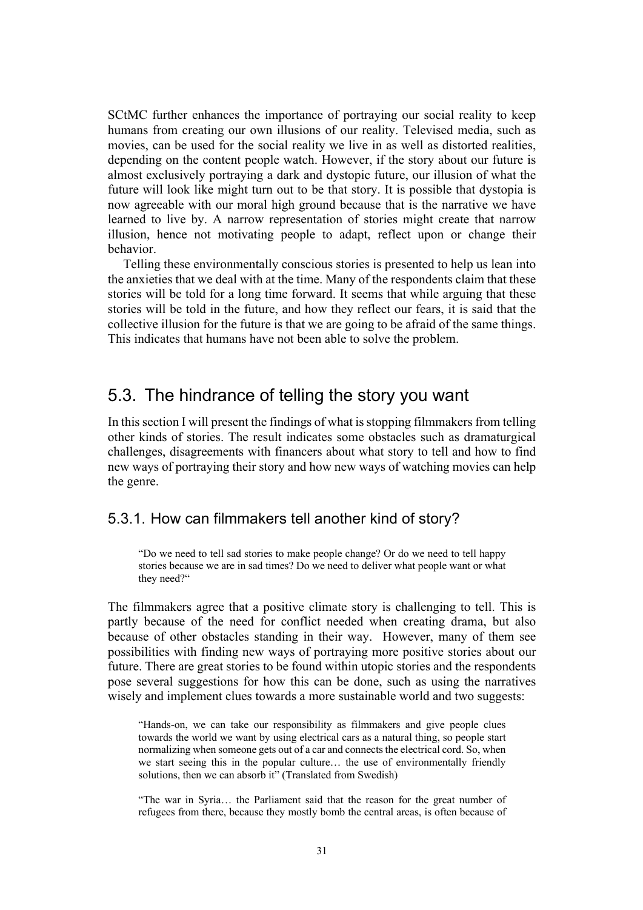SCtMC further enhances the importance of portraying our social reality to keep humans from creating our own illusions of our reality. Televised media, such as movies, can be used for the social reality we live in as well as distorted realities, depending on the content people watch. However, if the story about our future is almost exclusively portraying a dark and dystopic future, our illusion of what the future will look like might turn out to be that story. It is possible that dystopia is now agreeable with our moral high ground because that is the narrative we have learned to live by. A narrow representation of stories might create that narrow illusion, hence not motivating people to adapt, reflect upon or change their behavior.

Telling these environmentally conscious stories is presented to help us lean into the anxieties that we deal with at the time. Many of the respondents claim that these stories will be told for a long time forward. It seems that while arguing that these stories will be told in the future, and how they reflect our fears, it is said that the collective illusion for the future is that we are going to be afraid of the same things. This indicates that humans have not been able to solve the problem.

## 5.3. The hindrance of telling the story you want

In this section I will present the findings of what is stopping filmmakers from telling other kinds of stories. The result indicates some obstacles such as dramaturgical challenges, disagreements with financers about what story to tell and how to find new ways of portraying their story and how new ways of watching movies can help the genre.

### 5.3.1. How can filmmakers tell another kind of story?

> "Do we need to tell sad stories to make people change? Or do we need to tell happy stories because we are in sad times? Do we need to deliver what people want or what they need?"

The filmmakers agree that a positive climate story is challenging to tell. This is partly because of the need for conflict needed when creating drama, but also because of other obstacles standing in their way. However, many of them see possibilities with finding new ways of portraying more positive stories about our future. There are great stories to be found within utopic stories and the respondents pose several suggestions for how this can be done, such as using the narratives wisely and implement clues towards a more sustainable world and two suggests:

> "Hands-on, we can take our responsibility as filmmakers and give people clues towards the world we want by using electrical cars as a natural thing, so people start normalizing when someone gets out of a car and connects the electrical cord. So, when we start seeing this in the popular culture… the use of environmentally friendly solutions, then we can absorb it" (Translated from Swedish)

> "The war in Syria… the Parliament said that the reason for the great number of refugees from there, because they mostly bomb the central areas, is often because of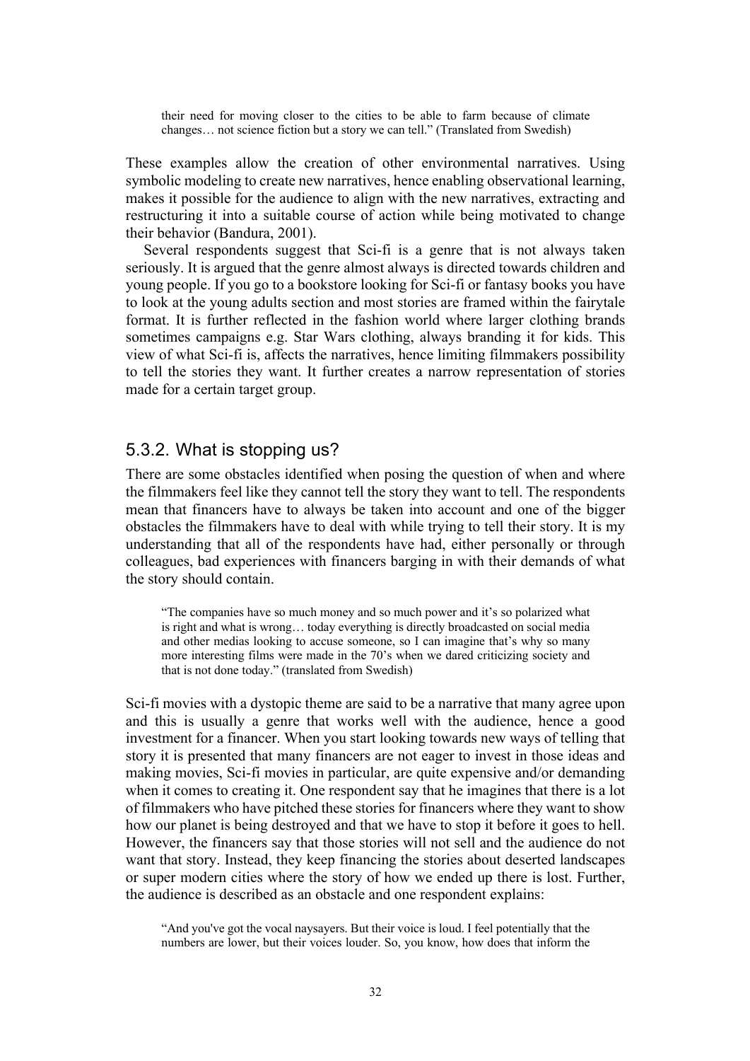> their need for moving closer to the cities to be able to farm because of climate changes… not science fiction but a story we can tell." (Translated from Swedish)

These examples allow the creation of other environmental narratives. Using symbolic modeling to create new narratives, hence enabling observational learning, makes it possible for the audience to align with the new narratives, extracting and restructuring it into a suitable course of action while being motivated to change their behavior (Bandura, 2001).

Several respondents suggest that Sci-fi is a genre that is not always taken seriously. It is argued that the genre almost always is directed towards children and young people. If you go to a bookstore looking for Sci-fi or fantasy books you have to look at the young adults section and most stories are framed within the fairytale format. It is further reflected in the fashion world where larger clothing brands sometimes campaigns e.g. Star Wars clothing, always branding it for kids. This view of what Sci-fi is, affects the narratives, hence limiting filmmakers possibility to tell the stories they want. It further creates a narrow representation of stories made for a certain target group.

### 5.3.2. What is stopping us?

There are some obstacles identified when posing the question of when and where the filmmakers feel like they cannot tell the story they want to tell. The respondents mean that financers have to always be taken into account and one of the bigger obstacles the filmmakers have to deal with while trying to tell their story. It is my understanding that all of the respondents have had, either personally or through colleagues, bad experiences with financers barging in with their demands of what the story should contain.

> "The companies have so much money and so much power and it's so polarized what is right and what is wrong… today everything is directly broadcasted on social media and other medias looking to accuse someone, so I can imagine that's why so many more interesting films were made in the 70's when we dared criticizing society and that is not done today." (translated from Swedish)

Sci-fi movies with a dystopic theme are said to be a narrative that many agree upon and this is usually a genre that works well with the audience, hence a good investment for a financer. When you start looking towards new ways of telling that story it is presented that many financers are not eager to invest in those ideas and making movies, Sci-fi movies in particular, are quite expensive and/or demanding when it comes to creating it. One respondent say that he imagines that there is a lot of filmmakers who have pitched these stories for financers where they want to show how our planet is being destroyed and that we have to stop it before it goes to hell. However, the financers say that those stories will not sell and the audience do not want that story. Instead, they keep financing the stories about deserted landscapes or super modern cities where the story of how we ended up there is lost. Further, the audience is described as an obstacle and one respondent explains:

> "And you've got the vocal naysayers. But their voice is loud. I feel potentially that the numbers are lower, but their voices louder. So, you know, how does that inform the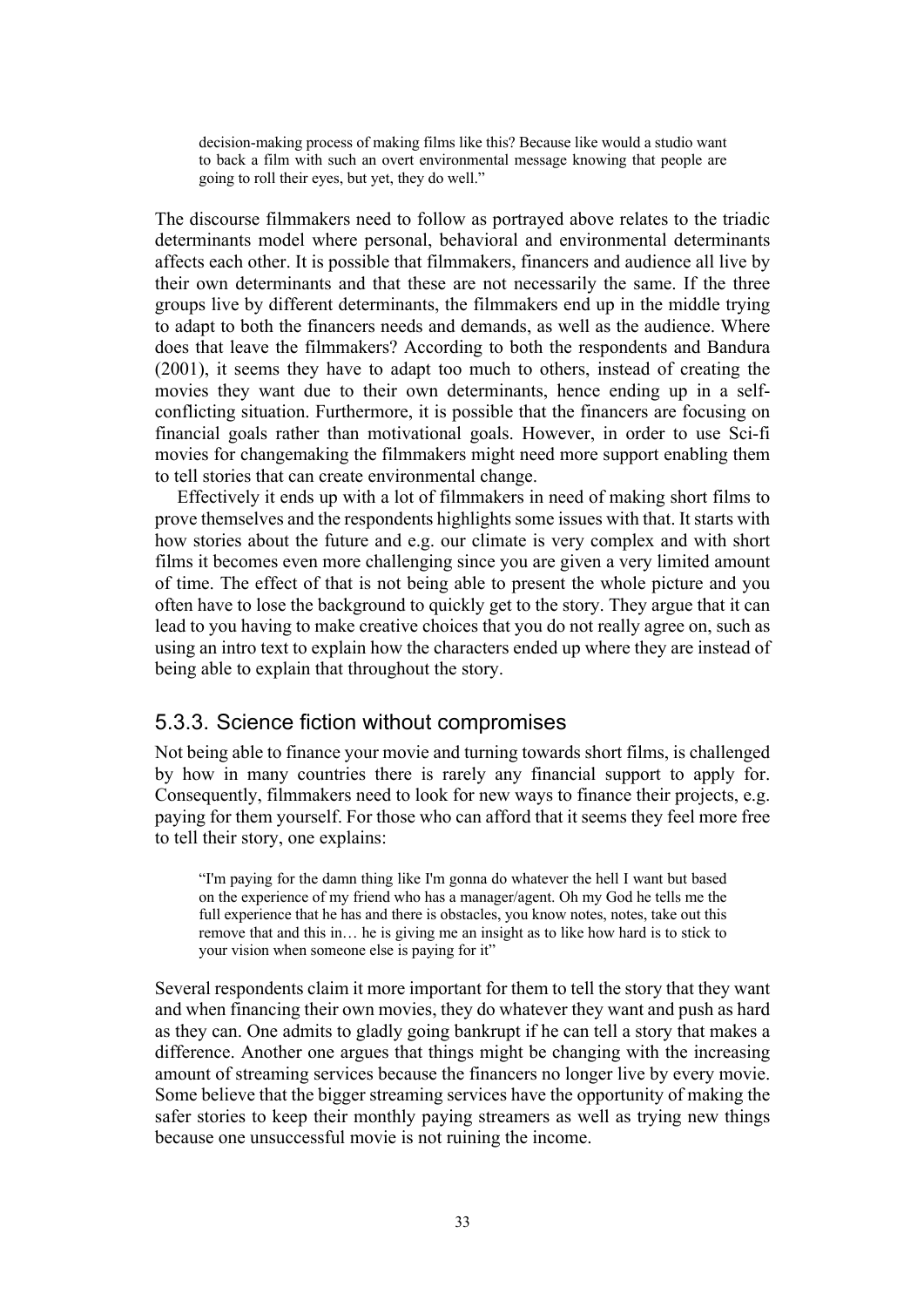> decision-making process of making films like this? Because like would a studio want to back a film with such an overt environmental message knowing that people are going to roll their eyes, but yet, they do well."

The discourse filmmakers need to follow as portrayed above relates to the triadic determinants model where personal, behavioral and environmental determinants affects each other. It is possible that filmmakers, financers and audience all live by their own determinants and that these are not necessarily the same. If the three groups live by different determinants, the filmmakers end up in the middle trying to adapt to both the financers needs and demands, as well as the audience. Where does that leave the filmmakers? According to both the respondents and Bandura (2001), it seems they have to adapt too much to others, instead of creating the movies they want due to their own determinants, hence ending up in a self-conflicting situation. Furthermore, it is possible that the financers are focusing on financial goals rather than motivational goals. However, in order to use Sci-fi movies for changemaking the filmmakers might need more support enabling them to tell stories that can create environmental change.

Effectively it ends up with a lot of filmmakers in need of making short films to prove themselves and the respondents highlights some issues with that. It starts with how stories about the future and e.g. our climate is very complex and with short films it becomes even more challenging since you are given a very limited amount of time. The effect of that is not being able to present the whole picture and you often have to lose the background to quickly get to the story. They argue that it can lead to you having to make creative choices that you do not really agree on, such as using an intro text to explain how the characters ended up where they are instead of being able to explain that throughout the story.

### 5.3.3. Science fiction without compromises

Not being able to finance your movie and turning towards short films, is challenged by how in many countries there is rarely any financial support to apply for. Consequently, filmmakers need to look for new ways to finance their projects, e.g. paying for them yourself. For those who can afford that it seems they feel more free to tell their story, one explains:

> "I'm paying for the damn thing like I'm gonna do whatever the hell I want but based on the experience of my friend who has a manager/agent. Oh my God he tells me the full experience that he has and there is obstacles, you know notes, notes, take out this remove that and this in… he is giving me an insight as to like how hard is to stick to your vision when someone else is paying for it"

Several respondents claim it more important for them to tell the story that they want and when financing their own movies, they do whatever they want and push as hard as they can. One admits to gladly going bankrupt if he can tell a story that makes a difference. Another one argues that things might be changing with the increasing amount of streaming services because the financers no longer live by every movie. Some believe that the bigger streaming services have the opportunity of making the safer stories to keep their monthly paying streamers as well as trying new things because one unsuccessful movie is not ruining the income.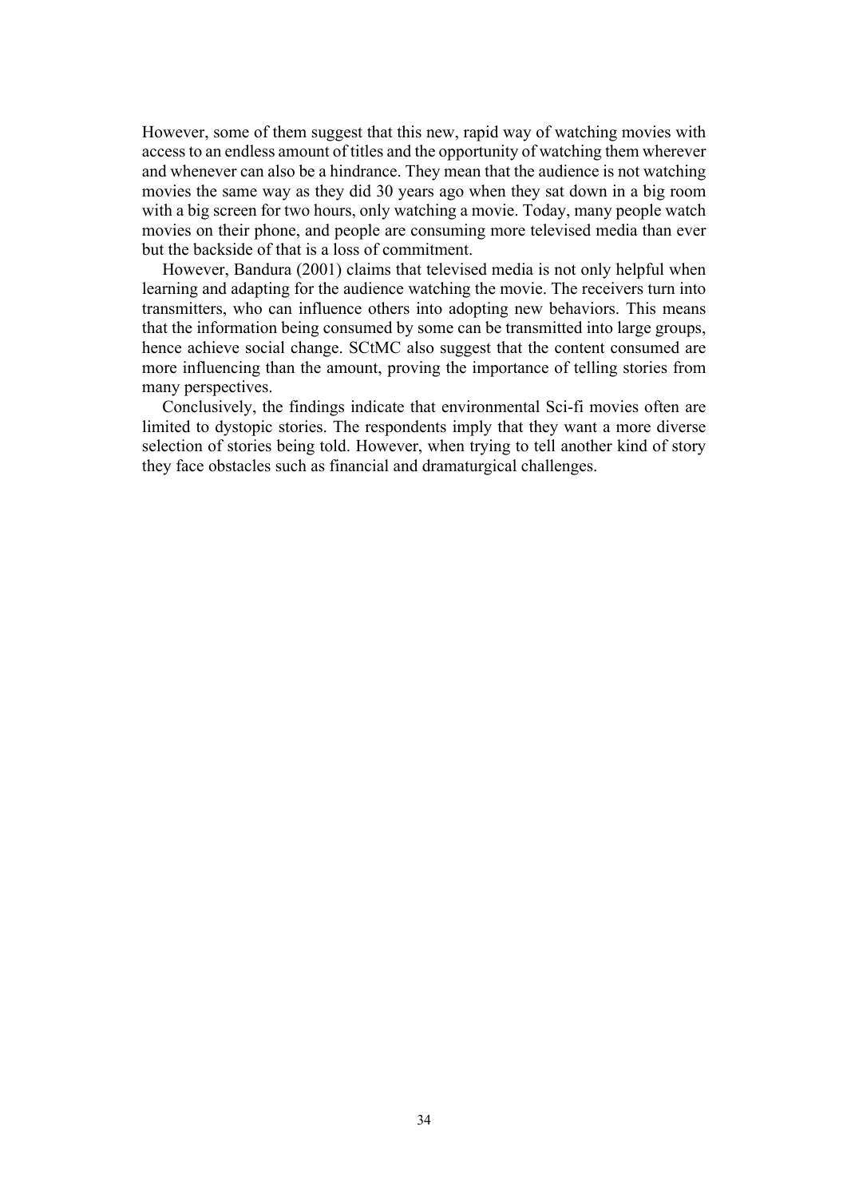However, some of them suggest that this new, rapid way of watching movies with access to an endless amount of titles and the opportunity of watching them wherever and whenever can also be a hindrance. They mean that the audience is not watching movies the same way as they did 30 years ago when they sat down in a big room with a big screen for two hours, only watching a movie. Today, many people watch movies on their phone, and people are consuming more televised media than ever but the backside of that is a loss of commitment.

However, Bandura (2001) claims that televised media is not only helpful when learning and adapting for the audience watching the movie. The receivers turn into transmitters, who can influence others into adopting new behaviors. This means that the information being consumed by some can be transmitted into large groups, hence achieve social change. SCtMC also suggest that the content consumed are more influencing than the amount, proving the importance of telling stories from many perspectives.

Conclusively, the findings indicate that environmental Sci-fi movies often are limited to dystopic stories. The respondents imply that they want a more diverse selection of stories being told. However, when trying to tell another kind of story they face obstacles such as financial and dramaturgical challenges.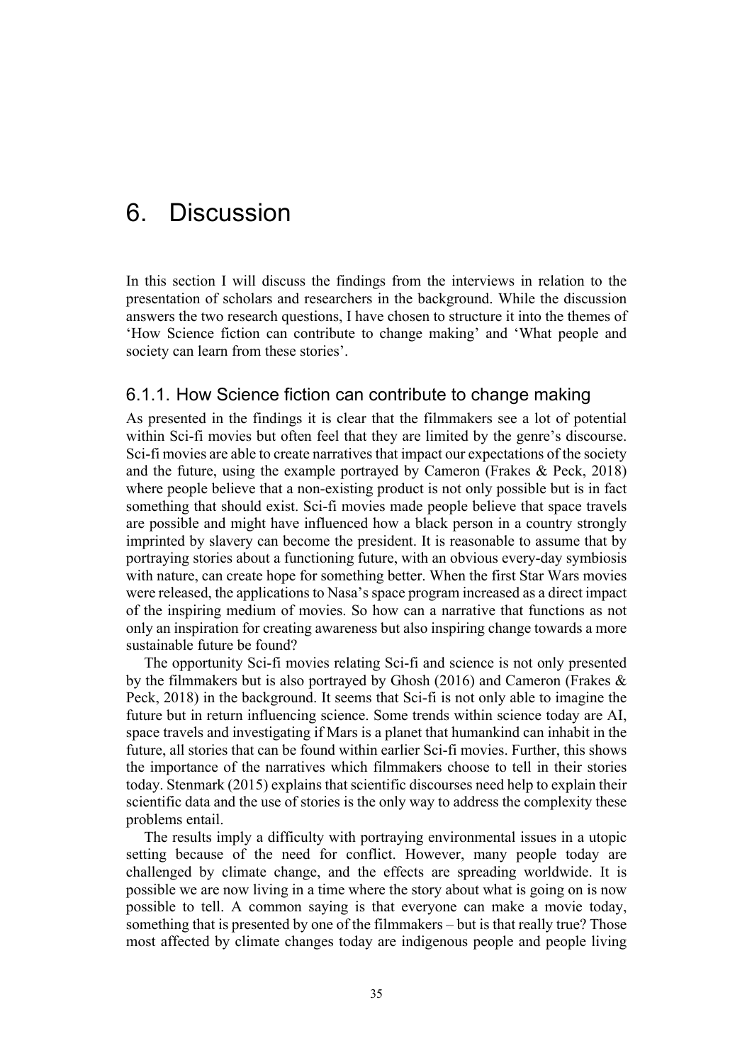# 6. Discussion

In this section I will discuss the findings from the interviews in relation to the presentation of scholars and researchers in the background. While the discussion answers the two research questions, I have chosen to structure it into the themes of 'How Science fiction can contribute to change making' and 'What people and society can learn from these stories'.

### 6.1.1. How Science fiction can contribute to change making

As presented in the findings it is clear that the filmmakers see a lot of potential within Sci-fi movies but often feel that they are limited by the genre's discourse. Sci-fi movies are able to create narratives that impact our expectations of the society and the future, using the example portrayed by Cameron (Frakes & Peck, 2018) where people believe that a non-existing product is not only possible but is in fact something that should exist. Sci-fi movies made people believe that space travels are possible and might have influenced how a black person in a country strongly imprinted by slavery can become the president. It is reasonable to assume that by portraying stories about a functioning future, with an obvious every-day symbiosis with nature, can create hope for something better. When the first Star Wars movies were released, the applications to Nasa's space program increased as a direct impact of the inspiring medium of movies. So how can a narrative that functions as not only an inspiration for creating awareness but also inspiring change towards a more sustainable future be found?

The opportunity Sci-fi movies relating Sci-fi and science is not only presented by the filmmakers but is also portrayed by Ghosh (2016) and Cameron (Frakes & Peck, 2018) in the background. It seems that Sci-fi is not only able to imagine the future but in return influencing science. Some trends within science today are AI, space travels and investigating if Mars is a planet that humankind can inhabit in the future, all stories that can be found within earlier Sci-fi movies. Further, this shows the importance of the narratives which filmmakers choose to tell in their stories today. Stenmark (2015) explains that scientific discourses need help to explain their scientific data and the use of stories is the only way to address the complexity these problems entail.

The results imply a difficulty with portraying environmental issues in a utopic setting because of the need for conflict. However, many people today are challenged by climate change, and the effects are spreading worldwide. It is possible we are now living in a time where the story about what is going on is now possible to tell. A common saying is that everyone can make a movie today, something that is presented by one of the filmmakers – but is that really true? Those most affected by climate changes today are indigenous people and people living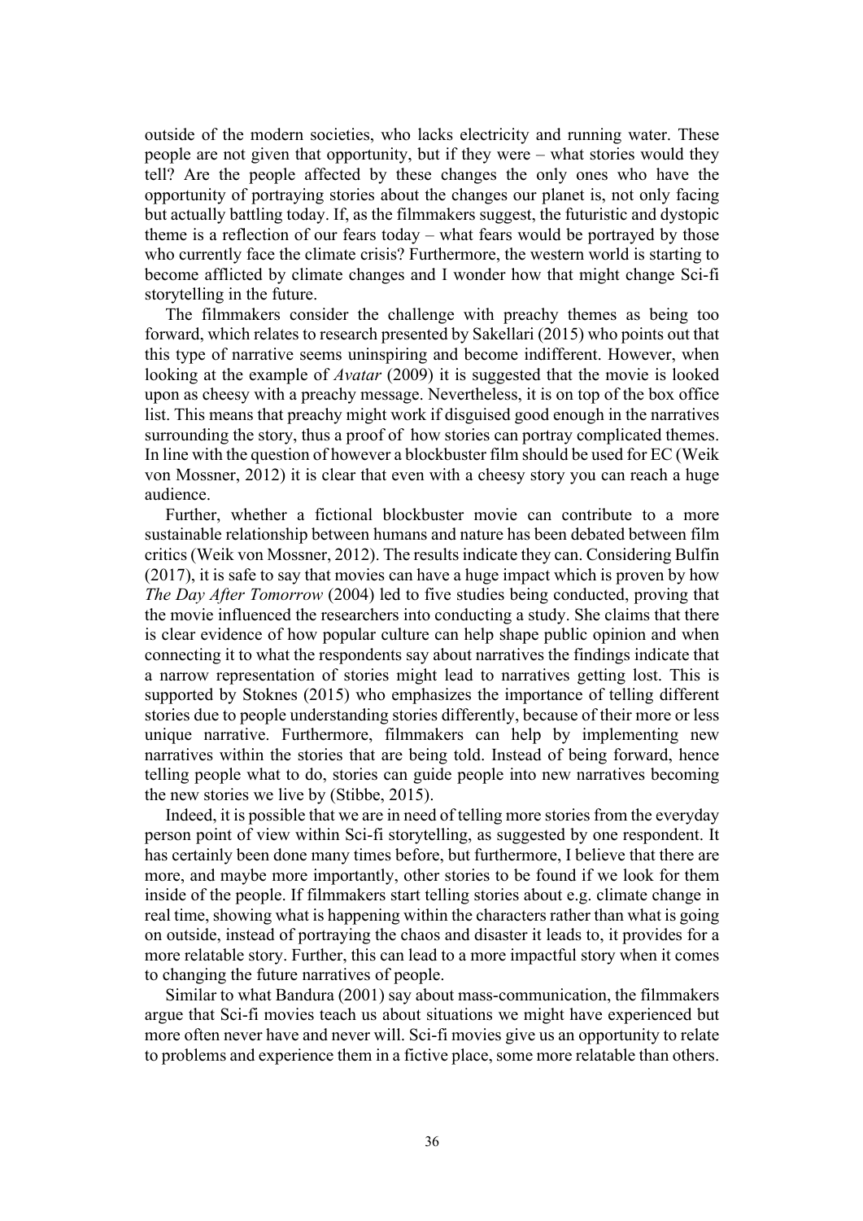outside of the modern societies, who lacks electricity and running water. These people are not given that opportunity, but if they were – what stories would they tell? Are the people affected by these changes the only ones who have the opportunity of portraying stories about the changes our planet is, not only facing but actually battling today. If, as the filmmakers suggest, the futuristic and dystopic theme is a reflection of our fears today – what fears would be portrayed by those who currently face the climate crisis? Furthermore, the western world is starting to become afflicted by climate changes and I wonder how that might change Sci-fi storytelling in the future.

The filmmakers consider the challenge with preachy themes as being too forward, which relates to research presented by Sakellari (2015) who points out that this type of narrative seems uninspiring and become indifferent. However, when looking at the example of *Avatar* (2009) it is suggested that the movie is looked upon as cheesy with a preachy message. Nevertheless, it is on top of the box office list. This means that preachy might work if disguised good enough in the narratives surrounding the story, thus a proof of how stories can portray complicated themes. In line with the question of however a blockbuster film should be used for EC (Weik von Mossner, 2012) it is clear that even with a cheesy story you can reach a huge audience.

Further, whether a fictional blockbuster movie can contribute to a more sustainable relationship between humans and nature has been debated between film critics (Weik von Mossner, 2012). The results indicate they can. Considering Bulfin (2017), it is safe to say that movies can have a huge impact which is proven by how *The Day After Tomorrow* (2004) led to five studies being conducted, proving that the movie influenced the researchers into conducting a study. She claims that there is clear evidence of how popular culture can help shape public opinion and when connecting it to what the respondents say about narratives the findings indicate that a narrow representation of stories might lead to narratives getting lost. This is supported by Stoknes (2015) who emphasizes the importance of telling different stories due to people understanding stories differently, because of their more or less unique narrative. Furthermore, filmmakers can help by implementing new narratives within the stories that are being told. Instead of being forward, hence telling people what to do, stories can guide people into new narratives becoming the new stories we live by (Stibbe, 2015).

Indeed, it is possible that we are in need of telling more stories from the everyday person point of view within Sci-fi storytelling, as suggested by one respondent. It has certainly been done many times before, but furthermore, I believe that there are more, and maybe more importantly, other stories to be found if we look for them inside of the people. If filmmakers start telling stories about e.g. climate change in real time, showing what is happening within the characters rather than what is going on outside, instead of portraying the chaos and disaster it leads to, it provides for a more relatable story. Further, this can lead to a more impactful story when it comes to changing the future narratives of people.

Similar to what Bandura (2001) say about mass-communication, the filmmakers argue that Sci-fi movies teach us about situations we might have experienced but more often never have and never will. Sci-fi movies give us an opportunity to relate to problems and experience them in a fictive place, some more relatable than others.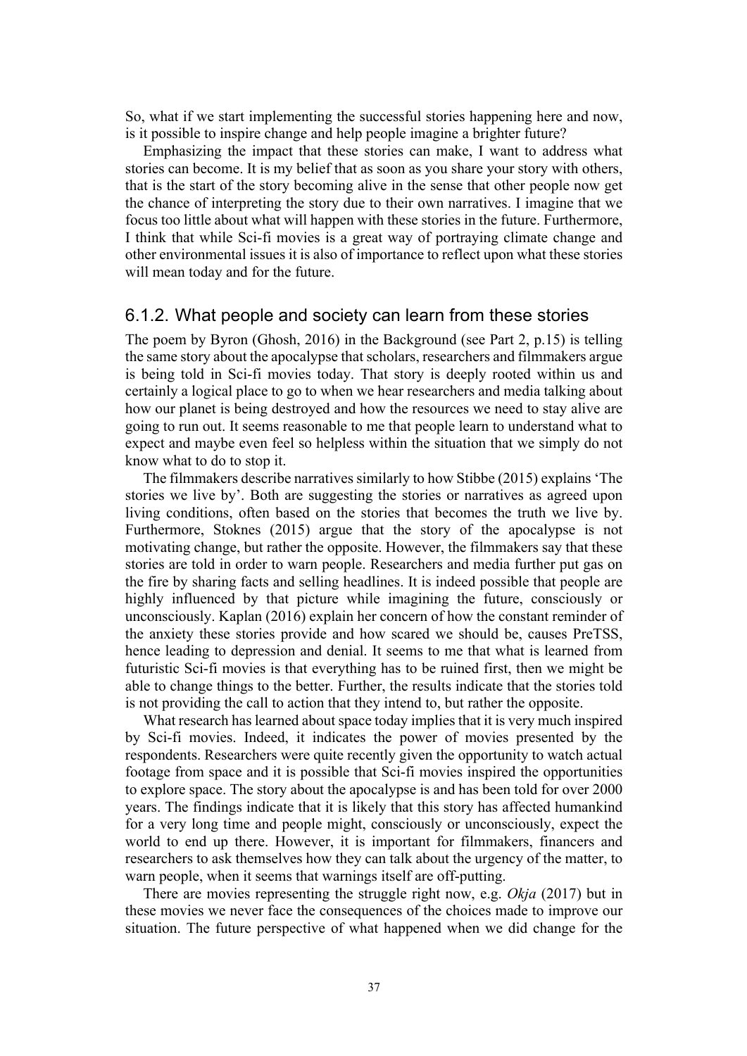So, what if we start implementing the successful stories happening here and now, is it possible to inspire change and help people imagine a brighter future?

Emphasizing the impact that these stories can make, I want to address what stories can become. It is my belief that as soon as you share your story with others, that is the start of the story becoming alive in the sense that other people now get the chance of interpreting the story due to their own narratives. I imagine that we focus too little about what will happen with these stories in the future. Furthermore, I think that while Sci-fi movies is a great way of portraying climate change and other environmental issues it is also of importance to reflect upon what these stories will mean today and for the future.

### 6.1.2. What people and society can learn from these stories

The poem by Byron (Ghosh, 2016) in the Background (see Part 2, p.15) is telling the same story about the apocalypse that scholars, researchers and filmmakers argue is being told in Sci-fi movies today. That story is deeply rooted within us and certainly a logical place to go to when we hear researchers and media talking about how our planet is being destroyed and how the resources we need to stay alive are going to run out. It seems reasonable to me that people learn to understand what to expect and maybe even feel so helpless within the situation that we simply do not know what to do to stop it.

The filmmakers describe narratives similarly to how Stibbe (2015) explains 'The stories we live by'. Both are suggesting the stories or narratives as agreed upon living conditions, often based on the stories that becomes the truth we live by. Furthermore, Stoknes (2015) argue that the story of the apocalypse is not motivating change, but rather the opposite. However, the filmmakers say that these stories are told in order to warn people. Researchers and media further put gas on the fire by sharing facts and selling headlines. It is indeed possible that people are highly influenced by that picture while imagining the future, consciously or unconsciously. Kaplan (2016) explain her concern of how the constant reminder of the anxiety these stories provide and how scared we should be, causes PreTSS, hence leading to depression and denial. It seems to me that what is learned from futuristic Sci-fi movies is that everything has to be ruined first, then we might be able to change things to the better. Further, the results indicate that the stories told is not providing the call to action that they intend to, but rather the opposite.

What research has learned about space today implies that it is very much inspired by Sci-fi movies. Indeed, it indicates the power of movies presented by the respondents. Researchers were quite recently given the opportunity to watch actual footage from space and it is possible that Sci-fi movies inspired the opportunities to explore space. The story about the apocalypse is and has been told for over 2000 years. The findings indicate that it is likely that this story has affected humankind for a very long time and people might, consciously or unconsciously, expect the world to end up there. However, it is important for filmmakers, financers and researchers to ask themselves how they can talk about the urgency of the matter, to warn people, when it seems that warnings itself are off-putting.

There are movies representing the struggle right now, e.g. *Okja* (2017) but in these movies we never face the consequences of the choices made to improve our situation. The future perspective of what happened when we did change for the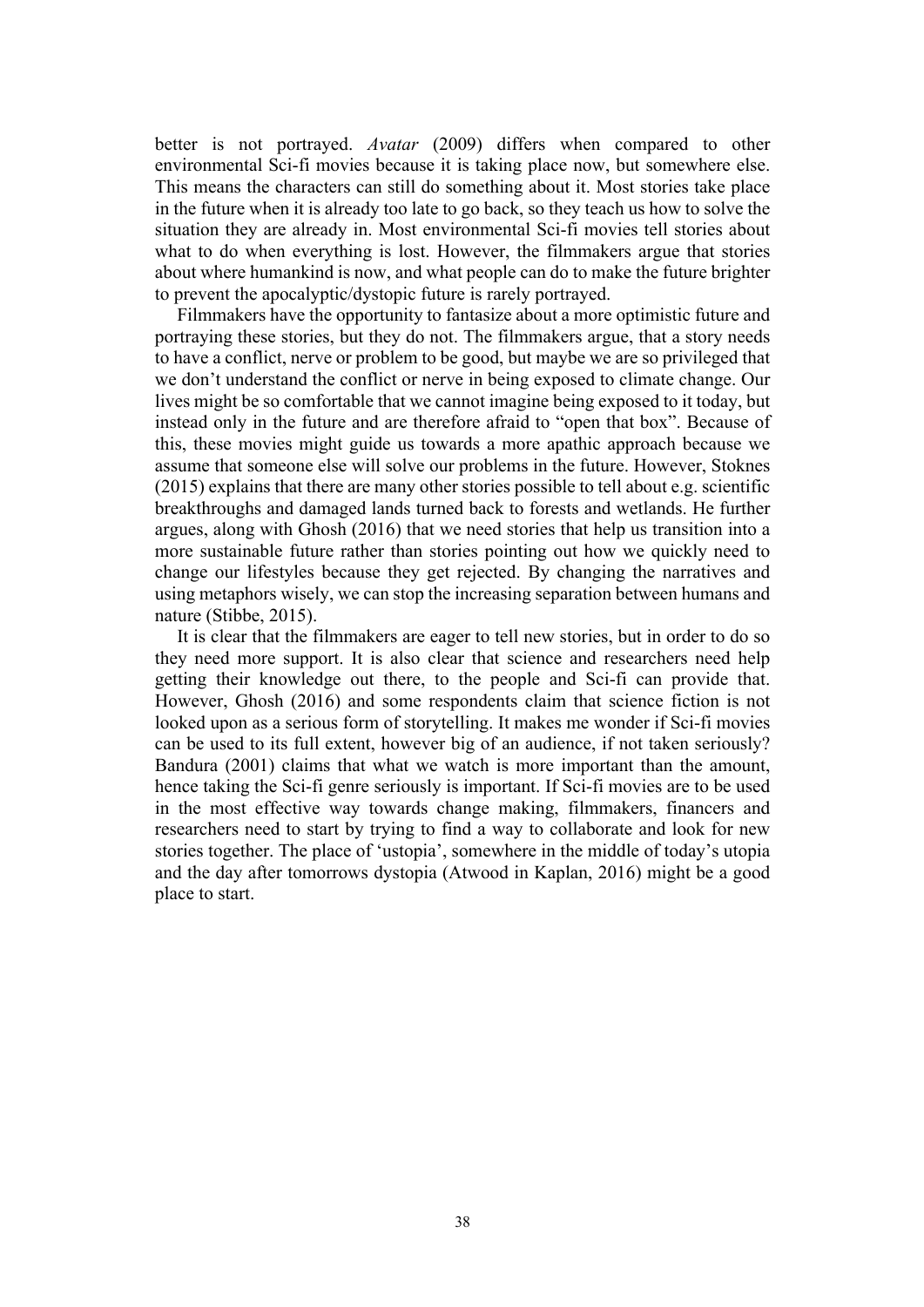better is not portrayed. *Avatar* (2009) differs when compared to other environmental Sci-fi movies because it is taking place now, but somewhere else. This means the characters can still do something about it. Most stories take place in the future when it is already too late to go back, so they teach us how to solve the situation they are already in. Most environmental Sci-fi movies tell stories about what to do when everything is lost. However, the filmmakers argue that stories about where humankind is now, and what people can do to make the future brighter to prevent the apocalyptic/dystopic future is rarely portrayed.

Filmmakers have the opportunity to fantasize about a more optimistic future and portraying these stories, but they do not. The filmmakers argue, that a story needs to have a conflict, nerve or problem to be good, but maybe we are so privileged that we don't understand the conflict or nerve in being exposed to climate change. Our lives might be so comfortable that we cannot imagine being exposed to it today, but instead only in the future and are therefore afraid to "open that box". Because of this, these movies might guide us towards a more apathic approach because we assume that someone else will solve our problems in the future. However, Stoknes (2015) explains that there are many other stories possible to tell about e.g. scientific breakthroughs and damaged lands turned back to forests and wetlands. He further argues, along with Ghosh (2016) that we need stories that help us transition into a more sustainable future rather than stories pointing out how we quickly need to change our lifestyles because they get rejected. By changing the narratives and using metaphors wisely, we can stop the increasing separation between humans and nature (Stibbe, 2015).

It is clear that the filmmakers are eager to tell new stories, but in order to do so they need more support. It is also clear that science and researchers need help getting their knowledge out there, to the people and Sci-fi can provide that. However, Ghosh (2016) and some respondents claim that science fiction is not looked upon as a serious form of storytelling. It makes me wonder if Sci-fi movies can be used to its full extent, however big of an audience, if not taken seriously? Bandura (2001) claims that what we watch is more important than the amount, hence taking the Sci-fi genre seriously is important. If Sci-fi movies are to be used in the most effective way towards change making, filmmakers, financers and researchers need to start by trying to find a way to collaborate and look for new stories together. The place of 'ustopia', somewhere in the middle of today's utopia and the day after tomorrows dystopia (Atwood in Kaplan, 2016) might be a good place to start.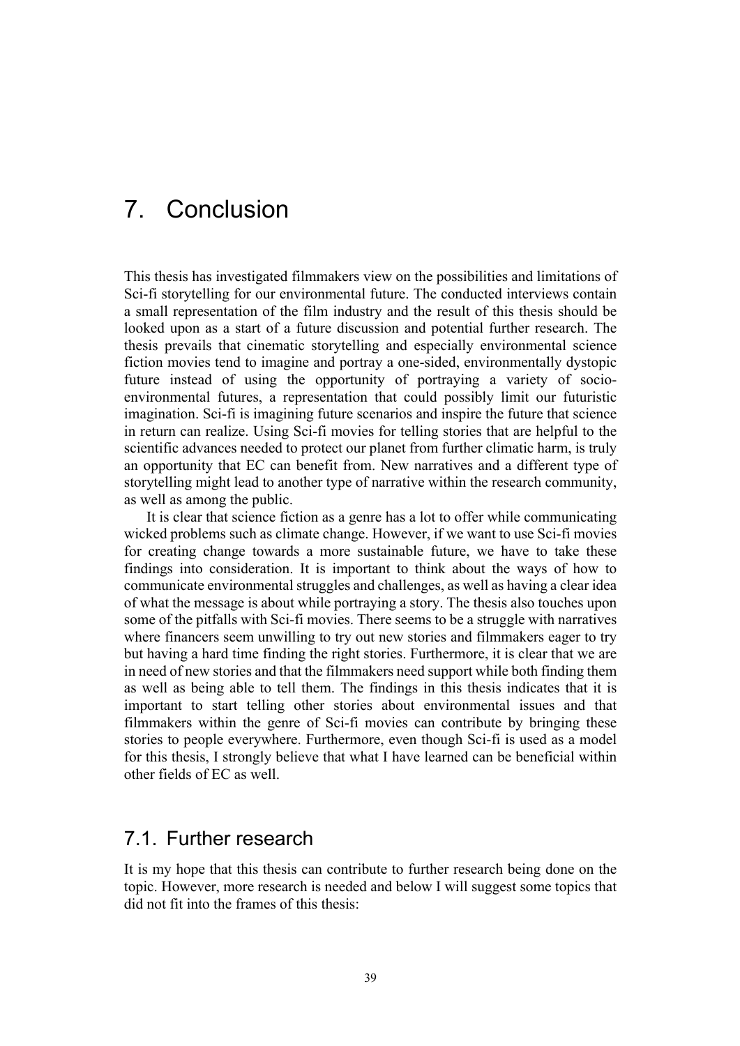// Page 39 of 44 — thesis conclusion (Sci-fi storytelling and environmental futures)
# 7. Conclusion

This thesis has investigated filmmakers view on the possibilities and limitations of Sci-fi storytelling for our environmental future. The conducted interviews contain a small representation of the film industry and the result of this thesis should be looked upon as a start of a future discussion and potential further research. The thesis prevails that cinematic storytelling and especially environmental science fiction movies tend to imagine and portray a one-sided, environmentally dystopic future instead of using the opportunity of portraying a variety of socio-environmental futures, a representation that could possibly limit our futuristic imagination. Sci-fi is imagining future scenarios and inspire the future that science in return can realize. Using Sci-fi movies for telling stories that are helpful to the scientific advances needed to protect our planet from further climatic harm, is truly an opportunity that EC can benefit from. New narratives and a different type of storytelling might lead to another type of narrative within the research community, as well as among the public.

It is clear that science fiction as a genre has a lot to offer while communicating wicked problems such as climate change. However, if we want to use Sci-fi movies for creating change towards a more sustainable future, we have to take these findings into consideration. It is important to think about the ways of how to communicate environmental struggles and challenges, as well as having a clear idea of what the message is about while portraying a story. The thesis also touches upon some of the pitfalls with Sci-fi movies. There seems to be a struggle with narratives where financers seem unwilling to try out new stories and filmmakers eager to try but having a hard time finding the right stories. Furthermore, it is clear that we are in need of new stories and that the filmmakers need support while both finding them as well as being able to tell them. The findings in this thesis indicates that it is important to start telling other stories about environmental issues and that filmmakers within the genre of Sci-fi movies can contribute by bringing these stories to people everywhere. Furthermore, even though Sci-fi is used as a model for this thesis, I strongly believe that what I have learned can be beneficial within other fields of EC as well.

## 7.1. Further research

It is my hope that this thesis can contribute to further research being done on the topic. However, more research is needed and below I will suggest some topics that did not fit into the frames of this thesis: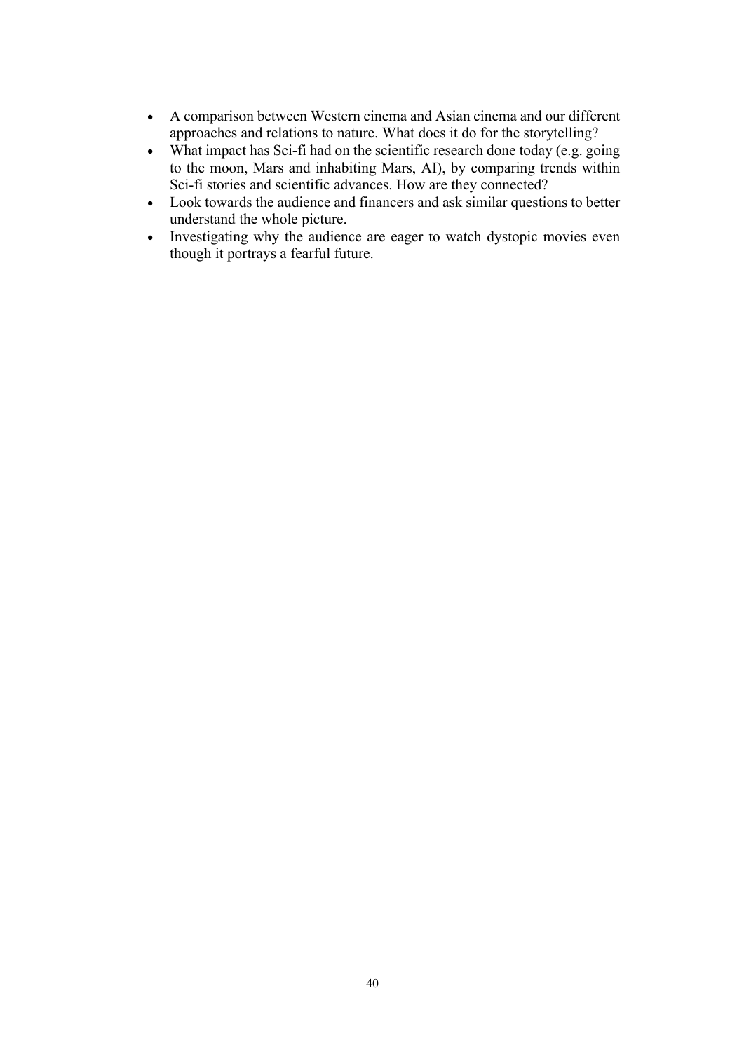- A comparison between Western cinema and Asian cinema and our different approaches and relations to nature. What does it do for the storytelling?
- What impact has Sci-fi had on the scientific research done today (e.g. going to the moon, Mars and inhabiting Mars, AI), by comparing trends within Sci-fi stories and scientific advances. How are they connected?
- Look towards the audience and financers and ask similar questions to better understand the whole picture.
- Investigating why the audience are eager to watch dystopic movies even though it portrays a fearful future.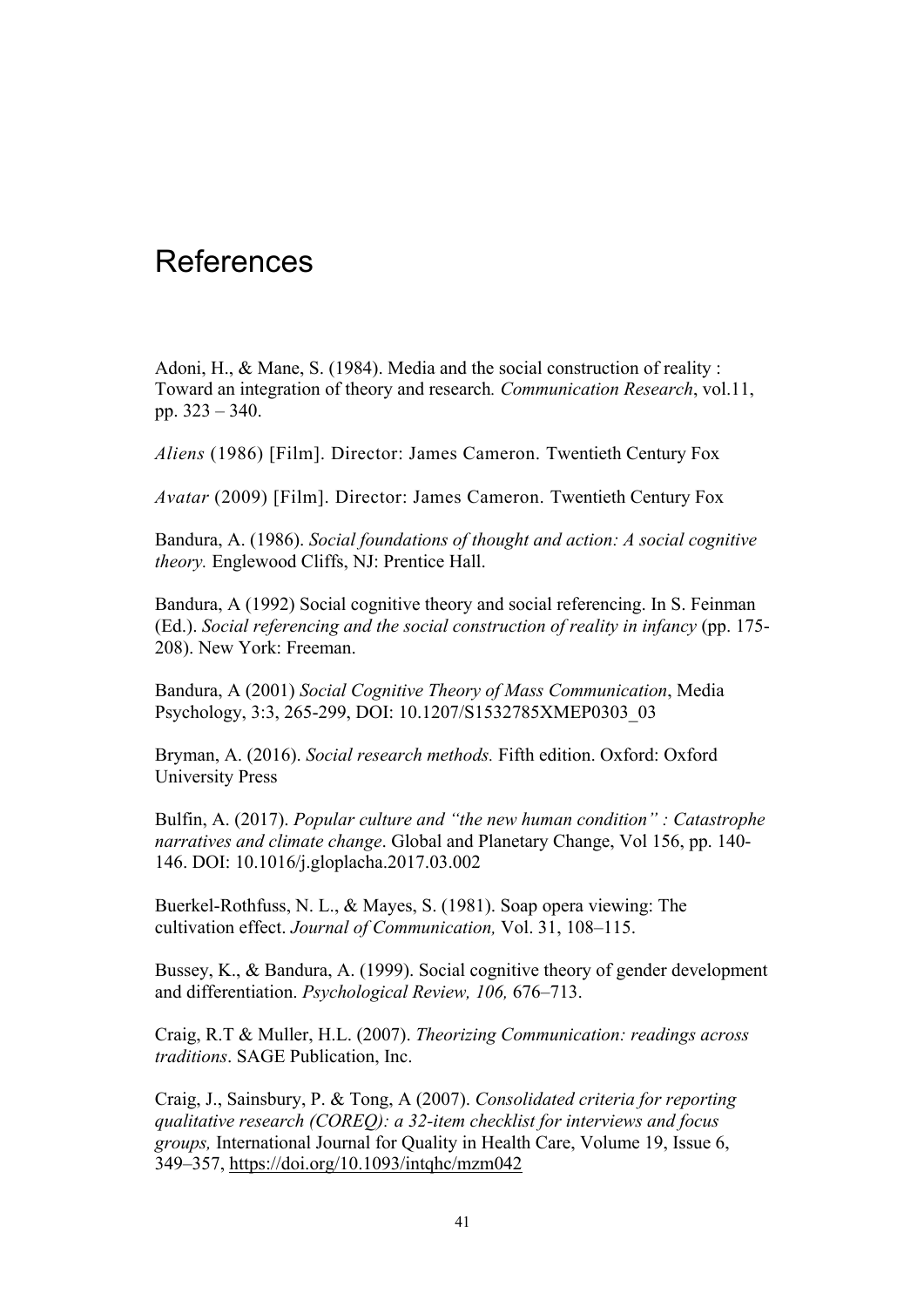# References

Adoni, H., & Mane, S. (1984). Media and the social construction of reality : Toward an integration of theory and research*. Communication Research*, vol.11, pp. 323 – 340.

*Aliens* (1986) [Film]. Director: James Cameron. Twentieth Century Fox

*Avatar* (2009) [Film]. Director: James Cameron. Twentieth Century Fox

Bandura, A. (1986). *Social foundations of thought and action: A social cognitive theory.* Englewood Cliffs, NJ: Prentice Hall.

Bandura, A (1992) Social cognitive theory and social referencing. In S. Feinman (Ed.). *Social referencing and the social construction of reality in infancy* (pp. 175-208). New York: Freeman.

Bandura, A (2001) *Social Cognitive Theory of Mass Communication*, Media Psychology, 3:3, 265-299, DOI: 10.1207/S1532785XMEP0303_03

Bryman, A. (2016). *Social research methods.* Fifth edition. Oxford: Oxford University Press

Bulfin, A. (2017). *Popular culture and "the new human condition" : Catastrophe narratives and climate change*. Global and Planetary Change, Vol 156, pp. 140-146. DOI: 10.1016/j.gloplacha.2017.03.002

Buerkel-Rothfuss, N. L., & Mayes, S. (1981). Soap opera viewing: The cultivation effect. *Journal of Communication,* Vol. 31, 108–115.

Bussey, K., & Bandura, A. (1999). Social cognitive theory of gender development and differentiation. *Psychological Review, 106,* 676–713.

Craig, R.T & Muller, H.L. (2007). *Theorizing Communication: readings across traditions*. SAGE Publication, Inc.

Craig, J., Sainsbury, P. & Tong, A (2007). *Consolidated criteria for reporting qualitative research (COREQ): a 32-item checklist for interviews and focus groups,* International Journal for Quality in Health Care, Volume 19, Issue 6, 349–357, https://doi.org/10.1093/intqhc/mzm042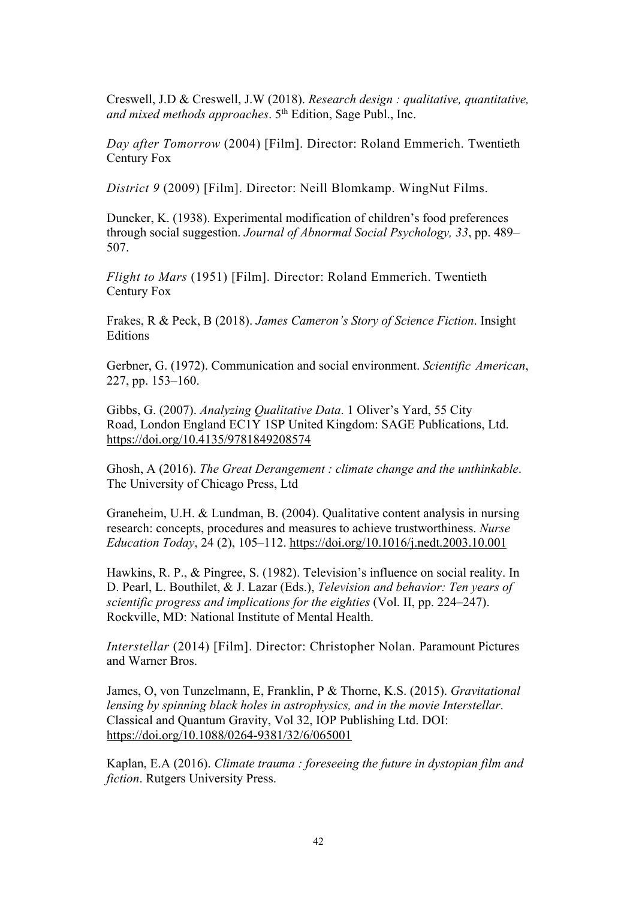Creswell, J.D & Creswell, J.W (2018). *Research design : qualitative, quantitative, and mixed methods approaches*. 5th Edition, Sage Publ., Inc.

*Day after Tomorrow* (2004) [Film]. Director: Roland Emmerich. Twentieth Century Fox

*District 9* (2009) [Film]. Director: Neill Blomkamp. WingNut Films.

Duncker, K. (1938). Experimental modification of children's food preferences through social suggestion. *Journal of Abnormal Social Psychology, 33*, pp. 489–507.

*Flight to Mars* (1951) [Film]. Director: Roland Emmerich. Twentieth Century Fox

Frakes, R & Peck, B (2018). *James Cameron's Story of Science Fiction*. Insight Editions

Gerbner, G. (1972). Communication and social environment. *Scientific American*, 227, pp. 153–160.

Gibbs, G. (2007). *Analyzing Qualitative Data*. 1 Oliver's Yard, 55 City Road, London England EC1Y 1SP United Kingdom: SAGE Publications, Ltd. https://doi.org/10.4135/9781849208574

Ghosh, A (2016). *The Great Derangement : climate change and the unthinkable*. The University of Chicago Press, Ltd

Graneheim, U.H. & Lundman, B. (2004). Qualitative content analysis in nursing research: concepts, procedures and measures to achieve trustworthiness. *Nurse Education Today*, 24 (2), 105–112. https://doi.org/10.1016/j.nedt.2003.10.001

Hawkins, R. P., & Pingree, S. (1982). Television's influence on social reality. In D. Pearl, L. Bouthilet, & J. Lazar (Eds.), *Television and behavior: Ten years of scientific progress and implications for the eighties* (Vol. II, pp. 224–247). Rockville, MD: National Institute of Mental Health.

*Interstellar* (2014) [Film]. Director: Christopher Nolan. Paramount Pictures and Warner Bros.

James, O, von Tunzelmann, E, Franklin, P & Thorne, K.S. (2015). *Gravitational lensing by spinning black holes in astrophysics, and in the movie Interstellar*. Classical and Quantum Gravity, Vol 32, IOP Publishing Ltd. DOI: https://doi.org/10.1088/0264-9381/32/6/065001

Kaplan, E.A (2016). *Climate trauma : foreseeing the future in dystopian film and fiction*. Rutgers University Press.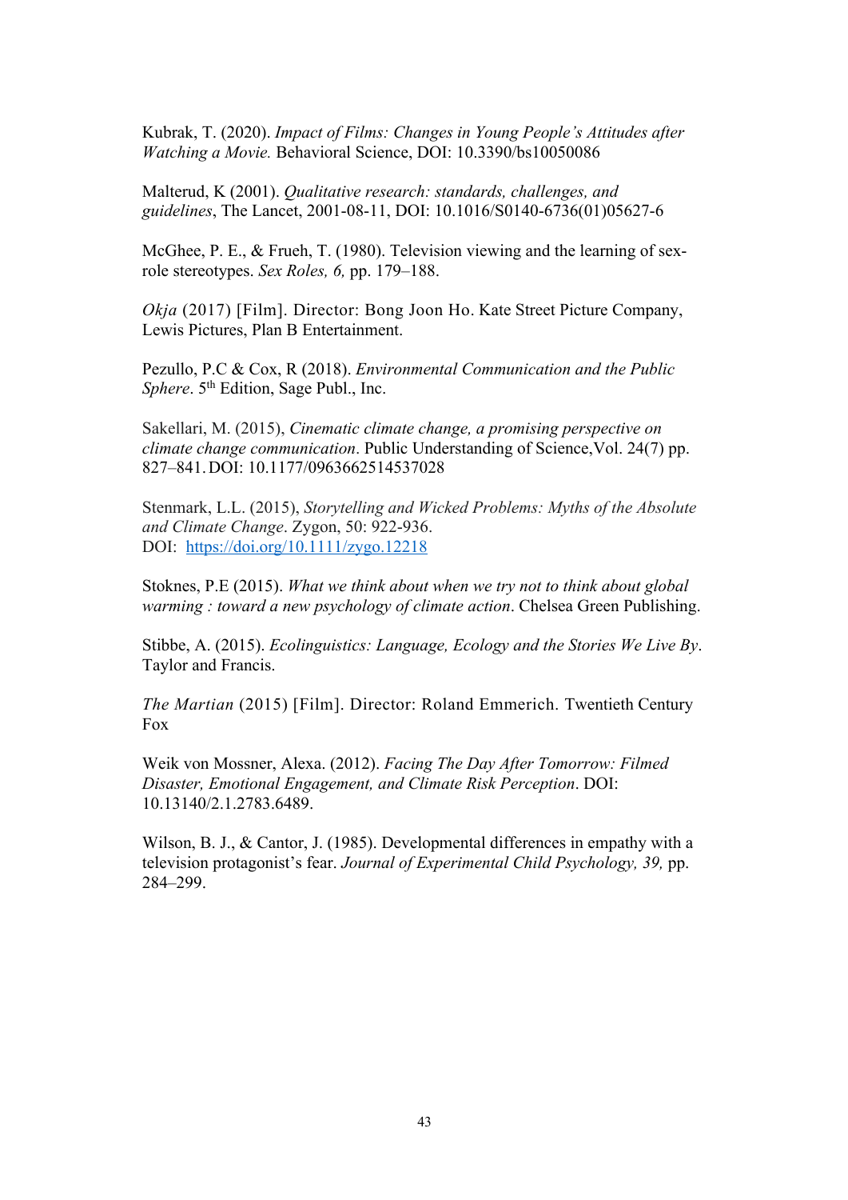Kubrak, T. (2020). *Impact of Films: Changes in Young People's Attitudes after Watching a Movie.* Behavioral Science, DOI: 10.3390/bs10050086

Malterud, K (2001). *Qualitative research: standards, challenges, and guidelines*, The Lancet, 2001-08-11, DOI: 10.1016/S0140-6736(01)05627-6

McGhee, P. E., & Frueh, T. (1980). Television viewing and the learning of sex-role stereotypes. *Sex Roles, 6,* pp. 179–188.

*Okja* (2017) [Film]. Director: Bong Joon Ho. Kate Street Picture Company, Lewis Pictures, Plan B Entertainment.

Pezullo, P.C & Cox, R (2018). *Environmental Communication and the Public Sphere*. 5th Edition, Sage Publ., Inc.

Sakellari, M. (2015), *Cinematic climate change, a promising perspective on climate change communication*. Public Understanding of Science,Vol. 24(7) pp. 827–841. DOI: 10.1177/0963662514537028

Stenmark, L.L. (2015), *Storytelling and Wicked Problems: Myths of the Absolute and Climate Change*. Zygon, 50: 922-936. DOI: https://doi.org/10.1111/zygo.12218

Stoknes, P.E (2015). *What we think about when we try not to think about global warming : toward a new psychology of climate action*. Chelsea Green Publishing.

Stibbe, A. (2015). *Ecolinguistics: Language, Ecology and the Stories We Live By*. Taylor and Francis.

*The Martian* (2015) [Film]. Director: Roland Emmerich. Twentieth Century Fox

Weik von Mossner, Alexa. (2012). *Facing The Day After Tomorrow: Filmed Disaster, Emotional Engagement, and Climate Risk Perception*. DOI: 10.13140/2.1.2783.6489.

Wilson, B. J., & Cantor, J. (1985). Developmental differences in empathy with a television protagonist's fear. *Journal of Experimental Child Psychology, 39,* pp. 284–299.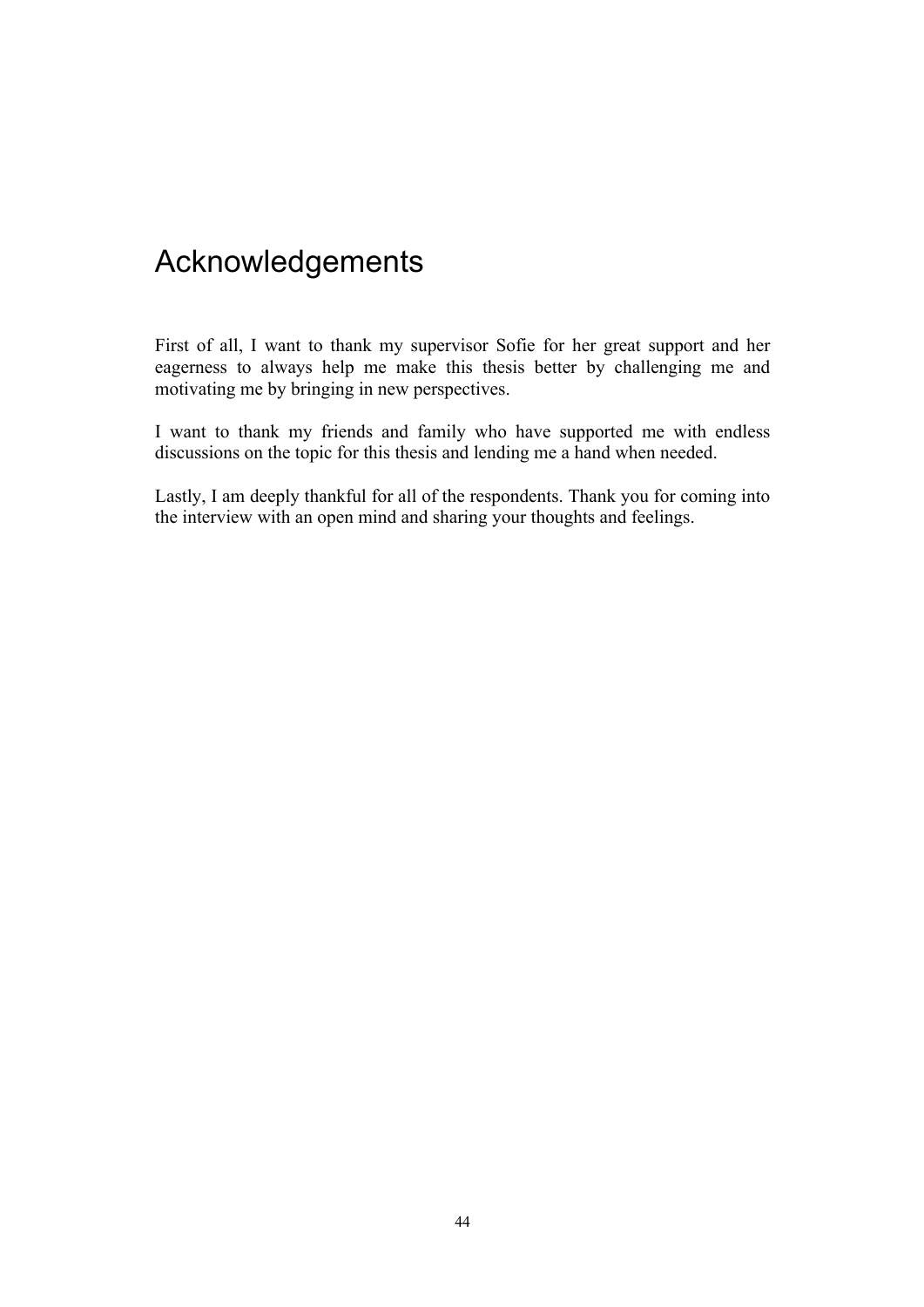# Acknowledgements

First of all, I want to thank my supervisor Sofie for her great support and her eagerness to always help me make this thesis better by challenging me and motivating me by bringing in new perspectives.

I want to thank my friends and family who have supported me with endless discussions on the topic for this thesis and lending me a hand when needed.

Lastly, I am deeply thankful for all of the respondents. Thank you for coming into the interview with an open mind and sharing your thoughts and feelings.